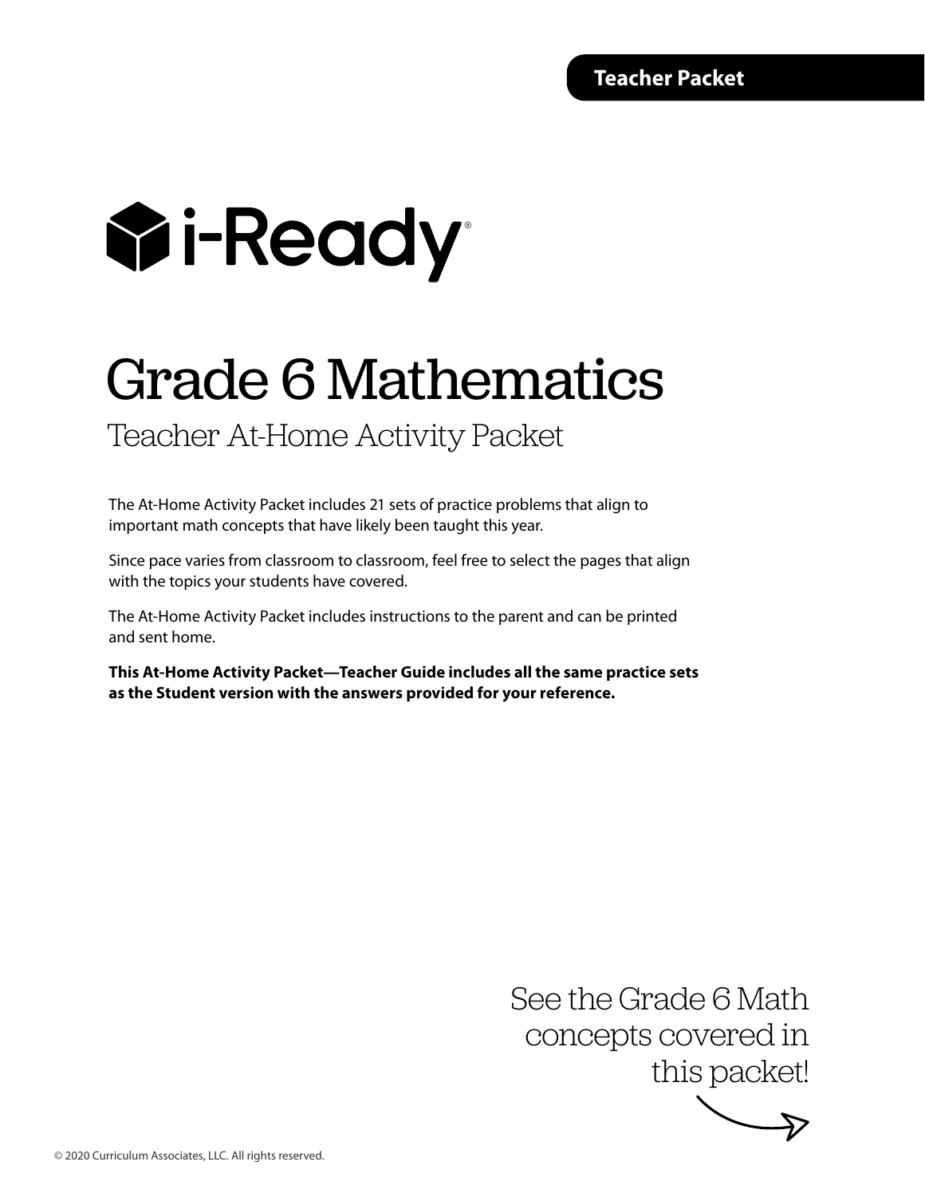**Teacher Packet**

i-Ready®

# Grade 6 Mathematics

## Teacher At-Home Activity Packet

The At-Home Activity Packet includes 21 sets of practice problems that align to important math concepts that have likely been taught this year.

Since pace varies from classroom to classroom, feel free to select the pages that align with the topics your students have covered.

The At-Home Activity Packet includes instructions to the parent and can be printed and sent home.

**This At-Home Activity Packet—Teacher Guide includes all the same practice sets as the Student version with the answers provided for your reference.**

See the Grade 6 Math concepts covered in this packet!

© 2020 Curriculum Associates, LLC. All rights reserved.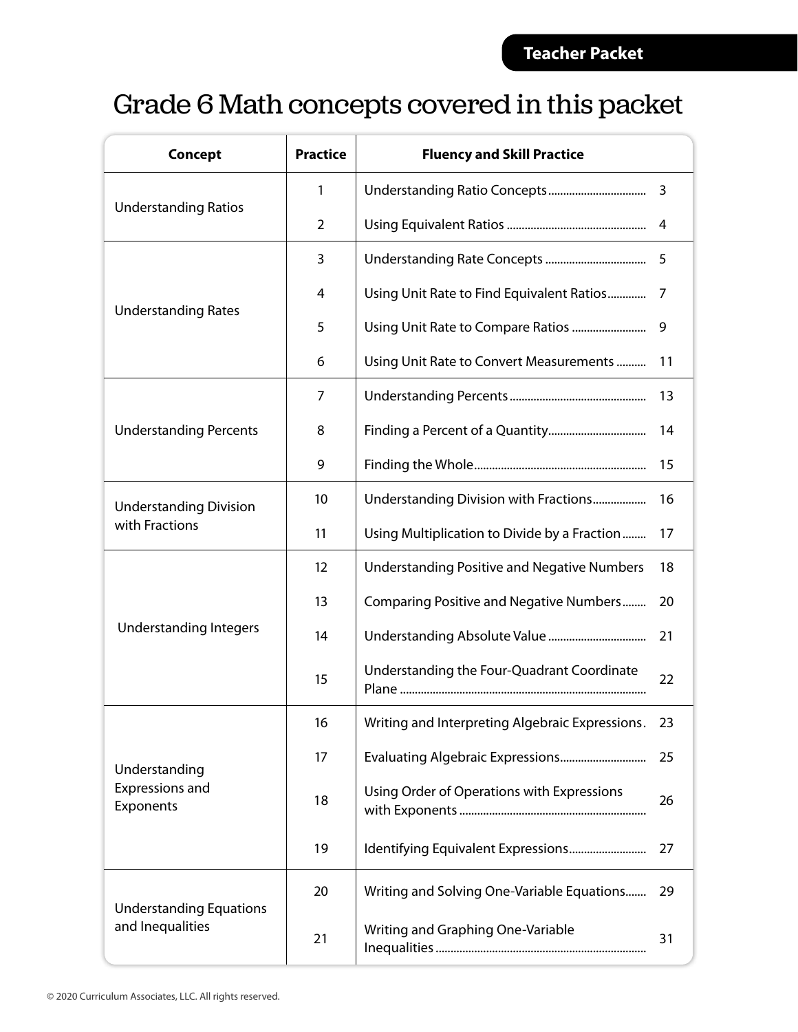Teacher Packet

# Grade 6 Math concepts covered in this packet

| Concept | Practice | Fluency and Skill Practice | |
|---|---|---|---|
| Understanding Ratios | 1 | Understanding Ratio Concepts | 3 |
| | 2 | Using Equivalent Ratios | 4 |
| Understanding Rates | 3 | Understanding Rate Concepts | 5 |
| | 4 | Using Unit Rate to Find Equivalent Ratios | 7 |
| | 5 | Using Unit Rate to Compare Ratios | 9 |
| | 6 | Using Unit Rate to Convert Measurements | 11 |
| Understanding Percents | 7 | Understanding Percents | 13 |
| | 8 | Finding a Percent of a Quantity | 14 |
| | 9 | Finding the Whole | 15 |
| Understanding Division with Fractions | 10 | Understanding Division with Fractions | 16 |
| | 11 | Using Multiplication to Divide by a Fraction | 17 |
| Understanding Integers | 12 | Understanding Positive and Negative Numbers | 18 |
| | 13 | Comparing Positive and Negative Numbers | 20 |
| | 14 | Understanding Absolute Value | 21 |
| | 15 | Understanding the Four-Quadrant Coordinate Plane | 22 |
| Understanding Expressions and Exponents | 16 | Writing and Interpreting Algebraic Expressions | 23 |
| | 17 | Evaluating Algebraic Expressions | 25 |
| | 18 | Using Order of Operations with Expressions with Exponents | 26 |
| | 19 | Identifying Equivalent Expressions | 27 |
| Understanding Equations and Inequalities | 20 | Writing and Solving One-Variable Equations | 29 |
| | 21 | Writing and Graphing One-Variable Inequalities | 31 |

© 2020 Curriculum Associates, LLC. All rights reserved.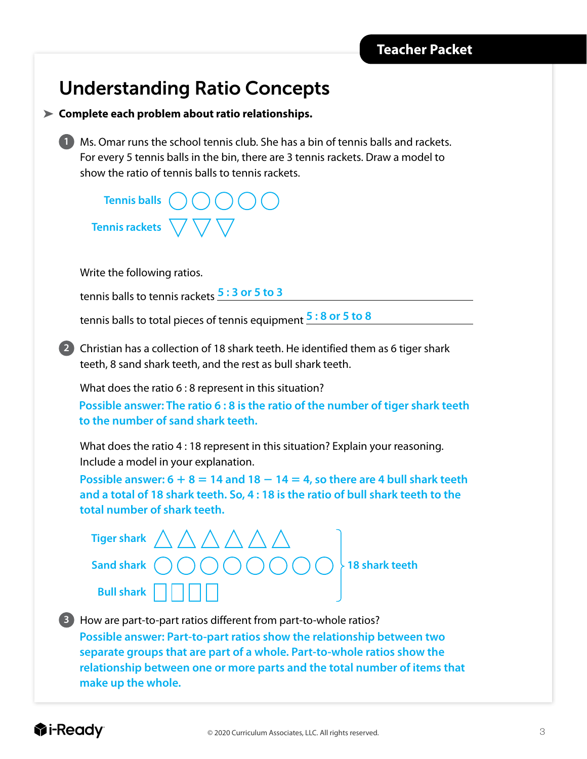# Understanding Ratio Concepts

➤ **Complete each problem about ratio relationships.**

**1** Ms. Omar runs the school tennis club. She has a bin of tennis balls and rackets. For every 5 tennis balls in the bin, there are 3 tennis rackets. Draw a model to show the ratio of tennis balls to tennis rackets.

Tennis balls ○ ○ ○ ○ ○

Tennis rackets ▽ ▽ ▽

Write the following ratios.

tennis balls to tennis rackets **5 : 3 or 5 to 3**

tennis balls to total pieces of tennis equipment **5 : 8 or 5 to 8**

**2** Christian has a collection of 18 shark teeth. He identified them as 6 tiger shark teeth, 8 sand shark teeth, and the rest as bull shark teeth.

What does the ratio 6 : 8 represent in this situation?

**Possible answer: The ratio 6 : 8 is the ratio of the number of tiger shark teeth to the number of sand shark teeth.**

What does the ratio 4 : 18 represent in this situation? Explain your reasoning. Include a model in your explanation.

**Possible answer: $6 + 8 = 14$ and $18 - 14 = 4$, so there are 4 bull shark teeth and a total of 18 shark teeth. So, 4 : 18 is the ratio of bull shark teeth to the total number of shark teeth.**

Tiger shark △ △ △ △ △ △

Sand shark ○ ○ ○ ○ ○ ○ ○ ○

Bull shark □ □ □ □

} 18 shark teeth

**3** How are part-to-part ratios different from part-to-whole ratios?

**Possible answer: Part-to-part ratios show the relationship between two separate groups that are part of a whole. Part-to-whole ratios show the relationship between one or more parts and the total number of items that make up the whole.**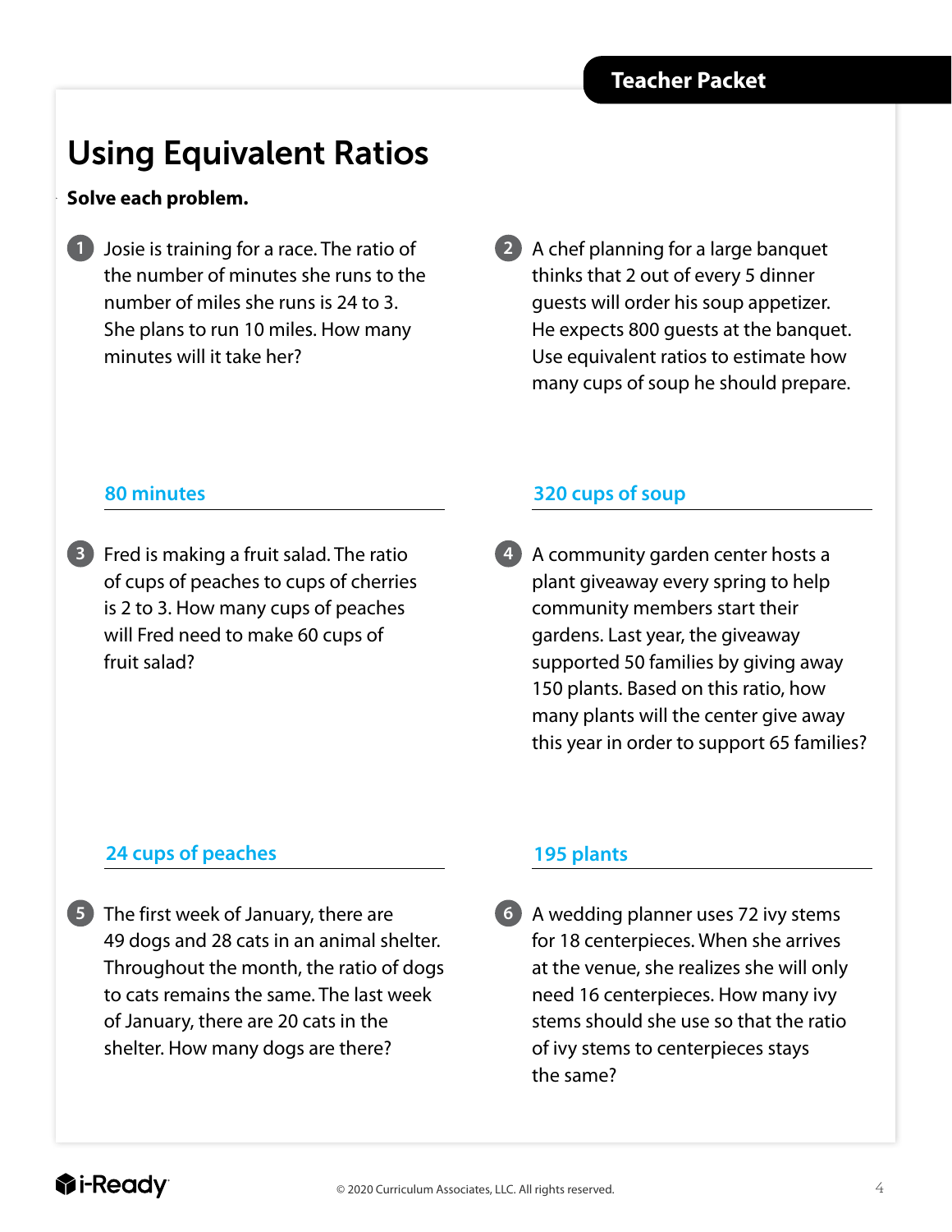Teacher Packet

# Using Equivalent Ratios

**Solve each problem.**

1. Josie is training for a race. The ratio of the number of minutes she runs to the number of miles she runs is 24 to 3. She plans to run 10 miles. How many minutes will it take her?

   **80 minutes**

2. A chef planning for a large banquet thinks that 2 out of every 5 dinner guests will order his soup appetizer. He expects 800 guests at the banquet. Use equivalent ratios to estimate how many cups of soup he should prepare.

   **320 cups of soup**

3. Fred is making a fruit salad. The ratio of cups of peaches to cups of cherries is 2 to 3. How many cups of peaches will Fred need to make 60 cups of fruit salad?

   **24 cups of peaches**

4. A community garden center hosts a plant giveaway every spring to help community members start their gardens. Last year, the giveaway supported 50 families by giving away 150 plants. Based on this ratio, how many plants will the center give away this year in order to support 65 families?

   **195 plants**

5. The first week of January, there are 49 dogs and 28 cats in an animal shelter. Throughout the month, the ratio of dogs to cats remains the same. The last week of January, there are 20 cats in the shelter. How many dogs are there?

6. A wedding planner uses 72 ivy stems for 18 centerpieces. When she arrives at the venue, she realizes she will only need 16 centerpieces. How many ivy stems should she use so that the ratio of ivy stems to centerpieces stays the same?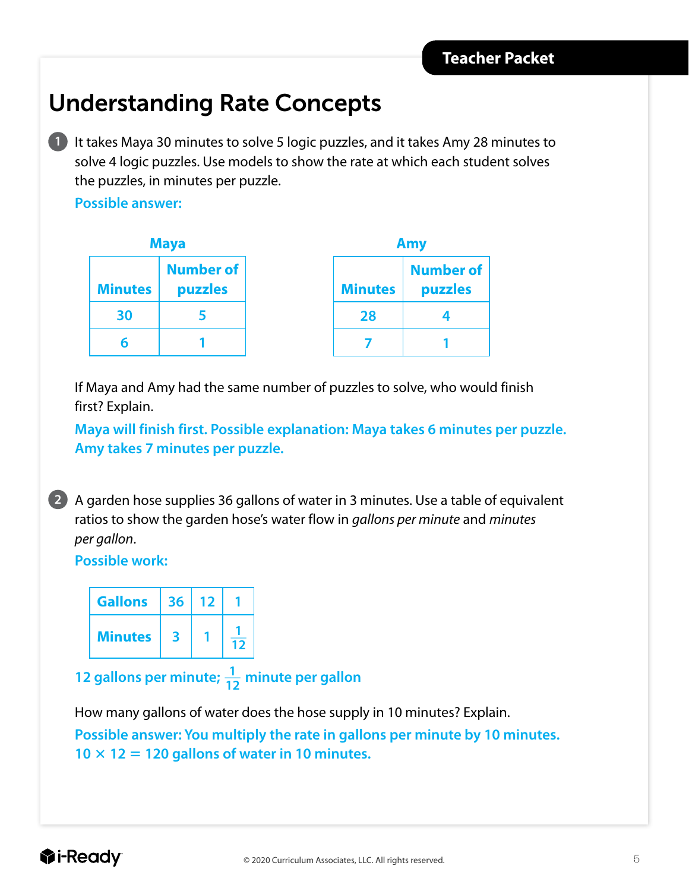# Understanding Rate Concepts

**1** It takes Maya 30 minutes to solve 5 logic puzzles, and it takes Amy 28 minutes to solve 4 logic puzzles. Use models to show the rate at which each student solves the puzzles, in minutes per puzzle.

**Possible answer:**

**Maya**

| Minutes | Number of puzzles |
|---|---|
| 30 | 5 |
| 6 | 1 |

**Amy**

| Minutes | Number of puzzles |
|---|---|
| 28 | 4 |
| 7 | 1 |

If Maya and Amy had the same number of puzzles to solve, who would finish first? Explain.

**Maya will finish first. Possible explanation: Maya takes 6 minutes per puzzle. Amy takes 7 minutes per puzzle.**

**2** A garden hose supplies 36 gallons of water in 3 minutes. Use a table of equivalent ratios to show the garden hose's water flow in *gallons per minute* and *minutes per gallon*.

**Possible work:**

| Gallons | 36 | 12 | 1 |
|---|---|---|---|
| Minutes | 3 | 1 | $\frac{1}{12}$ |

**12 gallons per minute; $\frac{1}{12}$ minute per gallon**

How many gallons of water does the hose supply in 10 minutes? Explain.

**Possible answer: You multiply the rate in gallons per minute by 10 minutes. $10 \times 12 = 120$ gallons of water in 10 minutes.**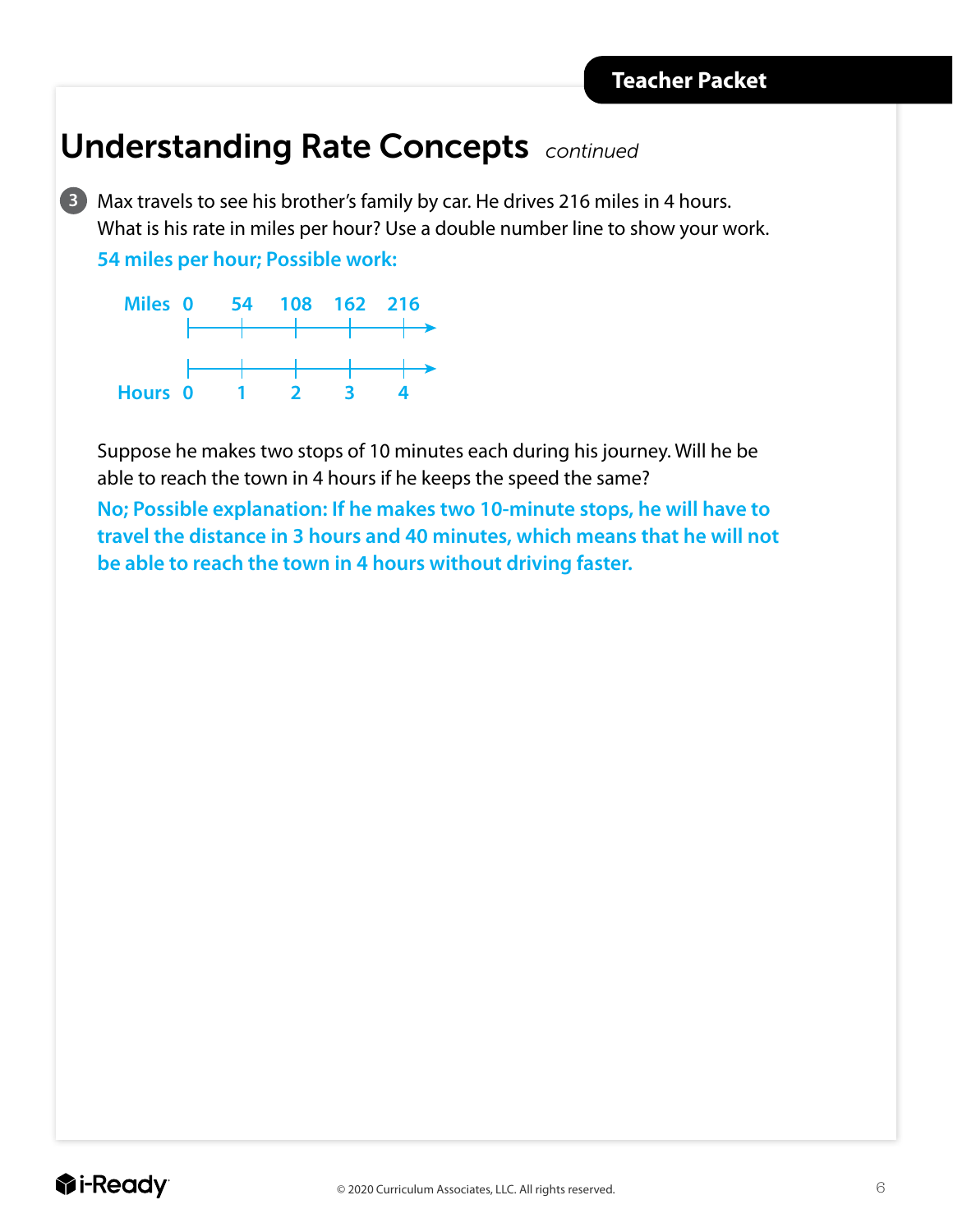# Understanding Rate Concepts *continued*

**3** Max travels to see his brother's family by car. He drives 216 miles in 4 hours. What is his rate in miles per hour? Use a double number line to show your work.

**54 miles per hour; Possible work:**

| Miles | 0 | 54 | 108 | 162 | 216 |
|---|---|---|---|---|---|
| Hours | 0 | 1 | 2 | 3 | 4 |

Suppose he makes two stops of 10 minutes each during his journey. Will he be able to reach the town in 4 hours if he keeps the speed the same?

**No; Possible explanation: If he makes two 10-minute stops, he will have to travel the distance in 3 hours and 40 minutes, which means that he will not be able to reach the town in 4 hours without driving faster.**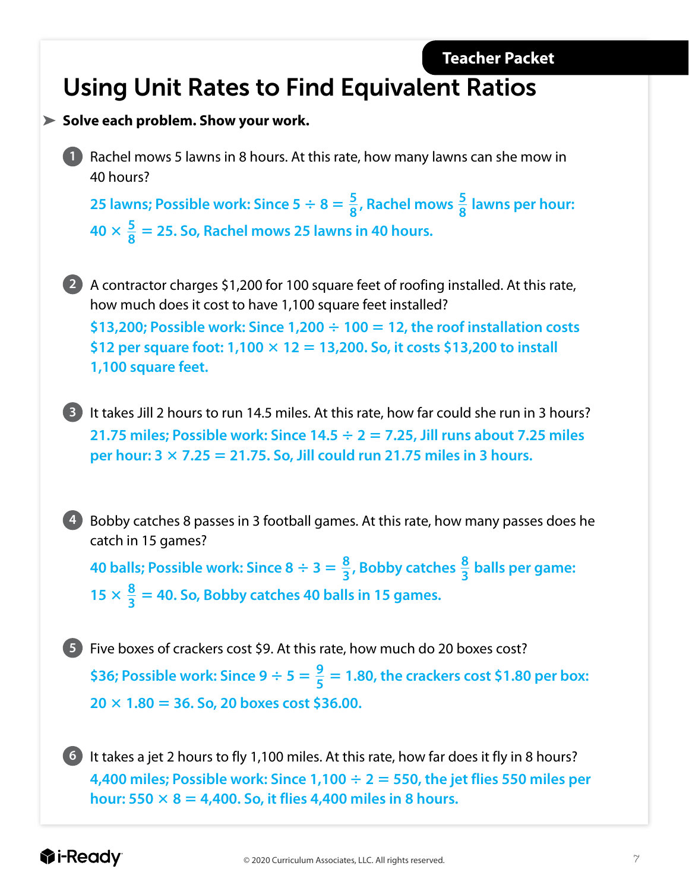Teacher Packet

# Using Unit Rates to Find Equivalent Ratios

➤ **Solve each problem. Show your work.**

1. Rachel mows 5 lawns in 8 hours. At this rate, how many lawns can she mow in 40 hours?

   **25 lawns; Possible work: Since $5 \div 8 = \frac{5}{8}$, Rachel mows $\frac{5}{8}$ lawns per hour: $40 \times \frac{5}{8} = 25$. So, Rachel mows 25 lawns in 40 hours.**

2. A contractor charges $1,200 for 100 square feet of roofing installed. At this rate, how much does it cost to have 1,100 square feet installed?

   **$13,200; Possible work: Since $1{,}200 \div 100 = 12$, the roof installation costs $12 per square foot: $1{,}100 \times 12 = 13{,}200$. So, it costs $13,200 to install 1,100 square feet.**

3. It takes Jill 2 hours to run 14.5 miles. At this rate, how far could she run in 3 hours?

   **21.75 miles; Possible work: Since $14.5 \div 2 = 7.25$, Jill runs about 7.25 miles per hour: $3 \times 7.25 = 21.75$. So, Jill could run 21.75 miles in 3 hours.**

4. Bobby catches 8 passes in 3 football games. At this rate, how many passes does he catch in 15 games?

   **40 balls; Possible work: Since $8 \div 3 = \frac{8}{3}$, Bobby catches $\frac{8}{3}$ balls per game: $15 \times \frac{8}{3} = 40$. So, Bobby catches 40 balls in 15 games.**

5. Five boxes of crackers cost $9. At this rate, how much do 20 boxes cost?

   **$36; Possible work: Since $9 \div 5 = \frac{9}{5} = 1.80$, the crackers cost $1.80 per box: $20 \times 1.80 = 36$. So, 20 boxes cost $36.00.**

6. It takes a jet 2 hours to fly 1,100 miles. At this rate, how far does it fly in 8 hours?

   **4,400 miles; Possible work: Since $1{,}100 \div 2 = 550$, the jet flies 550 miles per hour: $550 \times 8 = 4{,}400$. So, it flies 4,400 miles in 8 hours.**

© 2020 Curriculum Associates, LLC. All rights reserved.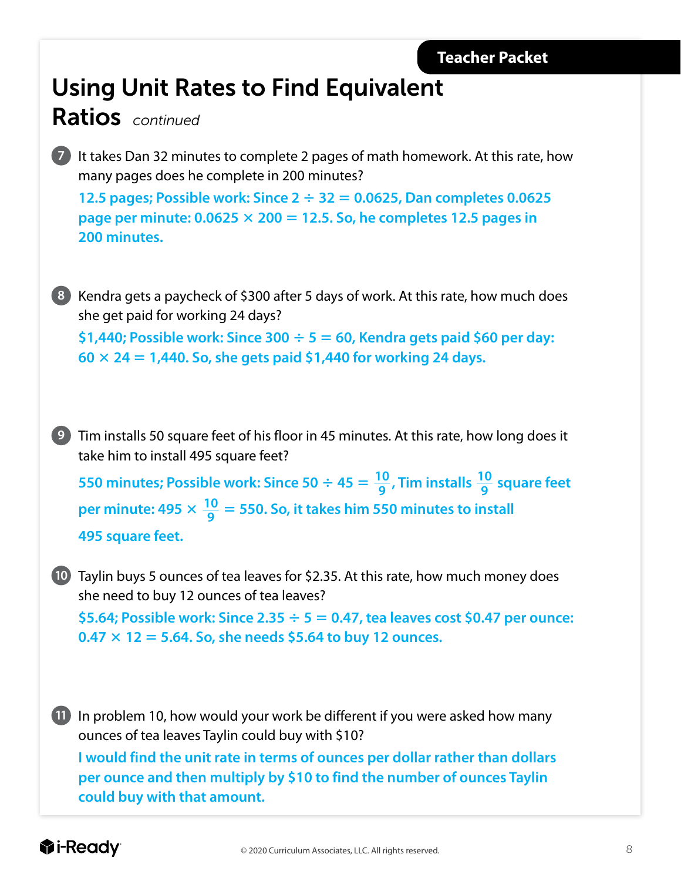Teacher Packet

# Using Unit Rates to Find Equivalent Ratios *continued*

7. It takes Dan 32 minutes to complete 2 pages of math homework. At this rate, how many pages does he complete in 200 minutes?

   **12.5 pages; Possible work: Since $2 \div 32 = 0.0625$, Dan completes 0.0625 page per minute: $0.0625 \times 200 = 12.5$. So, he completes 12.5 pages in 200 minutes.**

8. Kendra gets a paycheck of \$300 after 5 days of work. At this rate, how much does she get paid for working 24 days?

   **\$1,440; Possible work: Since $300 \div 5 = 60$, Kendra gets paid \$60 per day: $60 \times 24 = 1{,}440$. So, she gets paid \$1,440 for working 24 days.**

9. Tim installs 50 square feet of his floor in 45 minutes. At this rate, how long does it take him to install 495 square feet?

   **550 minutes; Possible work: Since $50 \div 45 = \frac{10}{9}$, Tim installs $\frac{10}{9}$ square feet per minute: $495 \times \frac{10}{9} = 550$. So, it takes him 550 minutes to install 495 square feet.**

10. Taylin buys 5 ounces of tea leaves for \$2.35. At this rate, how much money does she need to buy 12 ounces of tea leaves?

    **\$5.64; Possible work: Since $2.35 \div 5 = 0.47$, tea leaves cost \$0.47 per ounce: $0.47 \times 12 = 5.64$. So, she needs \$5.64 to buy 12 ounces.**

11. In problem 10, how would your work be different if you were asked how many ounces of tea leaves Taylin could buy with \$10?

    **I would find the unit rate in terms of ounces per dollar rather than dollars per ounce and then multiply by \$10 to find the number of ounces Taylin could buy with that amount.**

© 2020 Curriculum Associates, LLC. All rights reserved.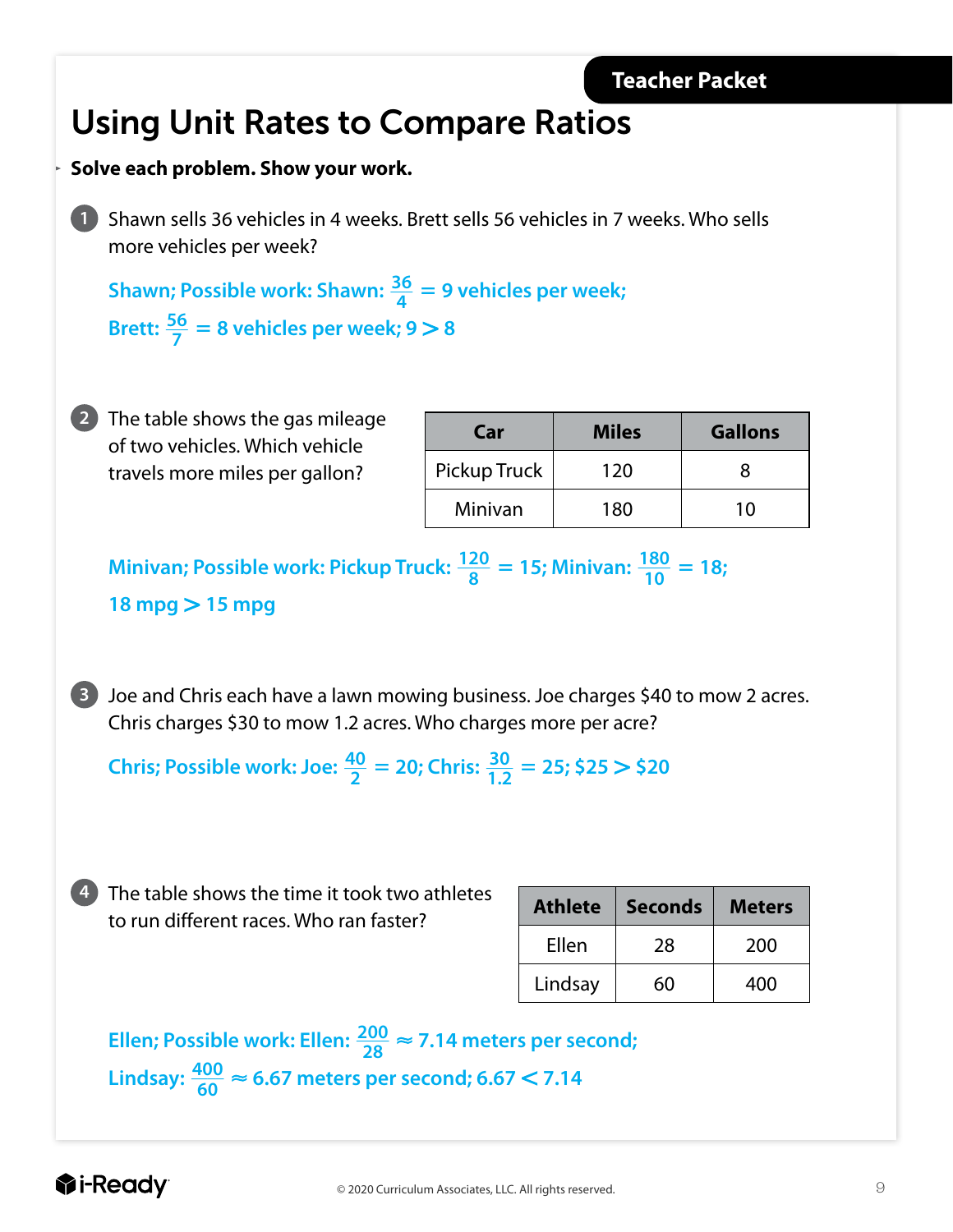Teacher Packet

# Using Unit Rates to Compare Ratios

**Solve each problem. Show your work.**

1. Shawn sells 36 vehicles in 4 weeks. Brett sells 56 vehicles in 7 weeks. Who sells more vehicles per week?

   **Shawn; Possible work: Shawn: $\frac{36}{4}$ = 9 vehicles per week; Brett: $\frac{56}{7}$ = 8 vehicles per week; $9 > 8$**

2. The table shows the gas mileage of two vehicles. Which vehicle travels more miles per gallon?

| Car | Miles | Gallons |
|---|---|---|
| Pickup Truck | 120 | 8 |
| Minivan | 180 | 10 |

   **Minivan; Possible work: Pickup Truck: $\frac{120}{8} = 15$; Minivan: $\frac{180}{10} = 18$; 18 mpg > 15 mpg**

3. Joe and Chris each have a lawn mowing business. Joe charges $40 to mow 2 acres. Chris charges $30 to mow 1.2 acres. Who charges more per acre?

   **Chris; Possible work: Joe: $\frac{40}{2} = 20$; Chris: $\frac{30}{1.2} = 25$; $25 > $20**

4. The table shows the time it took two athletes to run different races. Who ran faster?

| Athlete | Seconds | Meters |
|---|---|---|
| Ellen | 28 | 200 |
| Lindsay | 60 | 400 |

   **Ellen; Possible work: Ellen: $\frac{200}{28} \approx 7.14$ meters per second; Lindsay: $\frac{400}{60} \approx 6.67$ meters per second; $6.67 < 7.14$**

i-Ready

© 2020 Curriculum Associates, LLC. All rights reserved.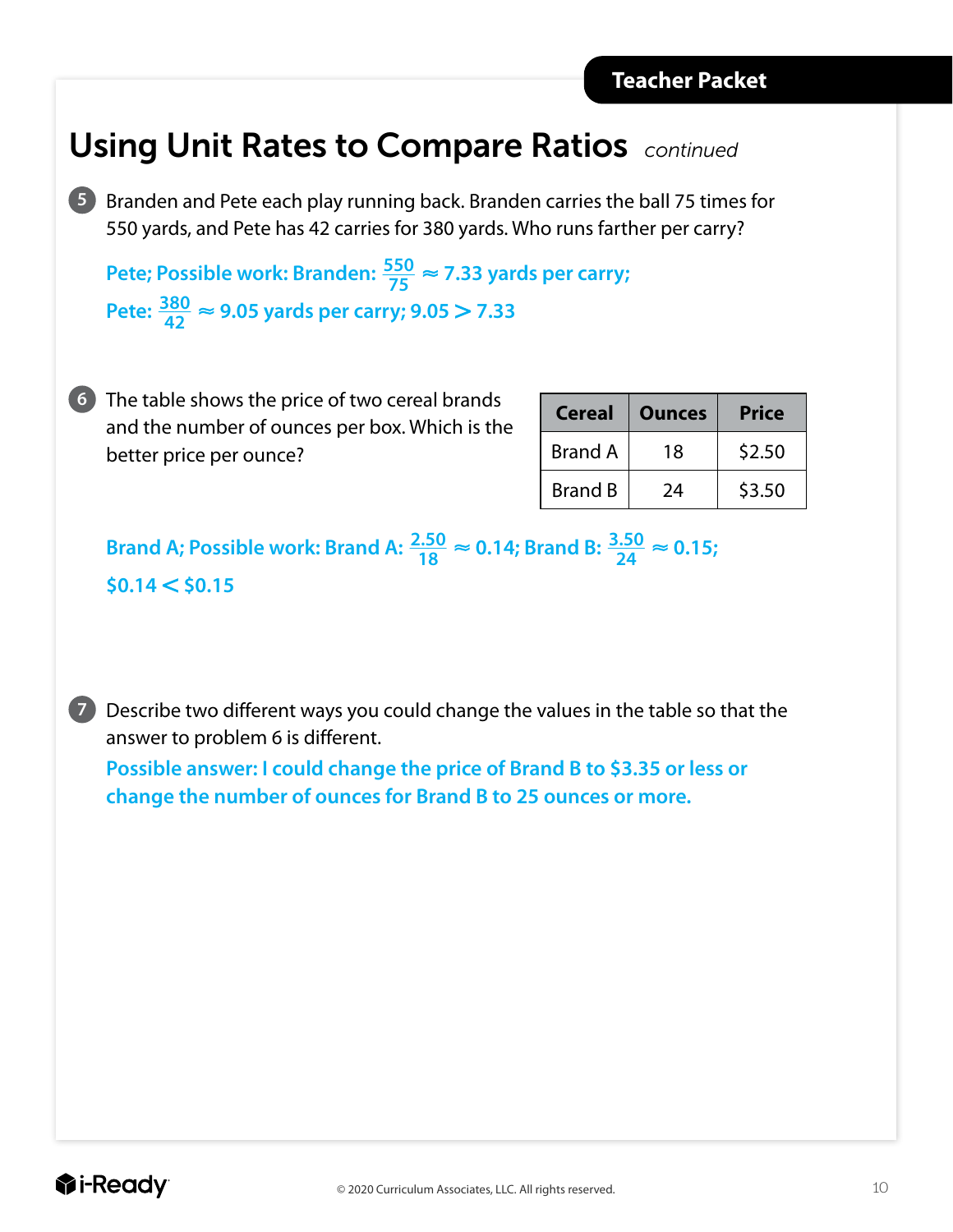# Using Unit Rates to Compare Ratios *continued*

**5** Branden and Pete each play running back. Branden carries the ball 75 times for 550 yards, and Pete has 42 carries for 380 yards. Who runs farther per carry?

**Pete; Possible work: Branden: $\frac{550}{75} \approx 7.33$ yards per carry;**
**Pete: $\frac{380}{42} \approx 9.05$ yards per carry; $9.05 > 7.33$**

**6** The table shows the price of two cereal brands and the number of ounces per box. Which is the better price per ounce?

| Cereal | Ounces | Price |
|---|---|---|
| Brand A | 18 | $2.50 |
| Brand B | 24 | $3.50 |

**Brand A; Possible work: Brand A: $\frac{2.50}{18} \approx 0.14$; Brand B: $\frac{3.50}{24} \approx 0.15$;**
**$\$0.14 < \$0.15$**

**7** Describe two different ways you could change the values in the table so that the answer to problem 6 is different.

**Possible answer: I could change the price of Brand B to $3.35 or less or change the number of ounces for Brand B to 25 ounces or more.**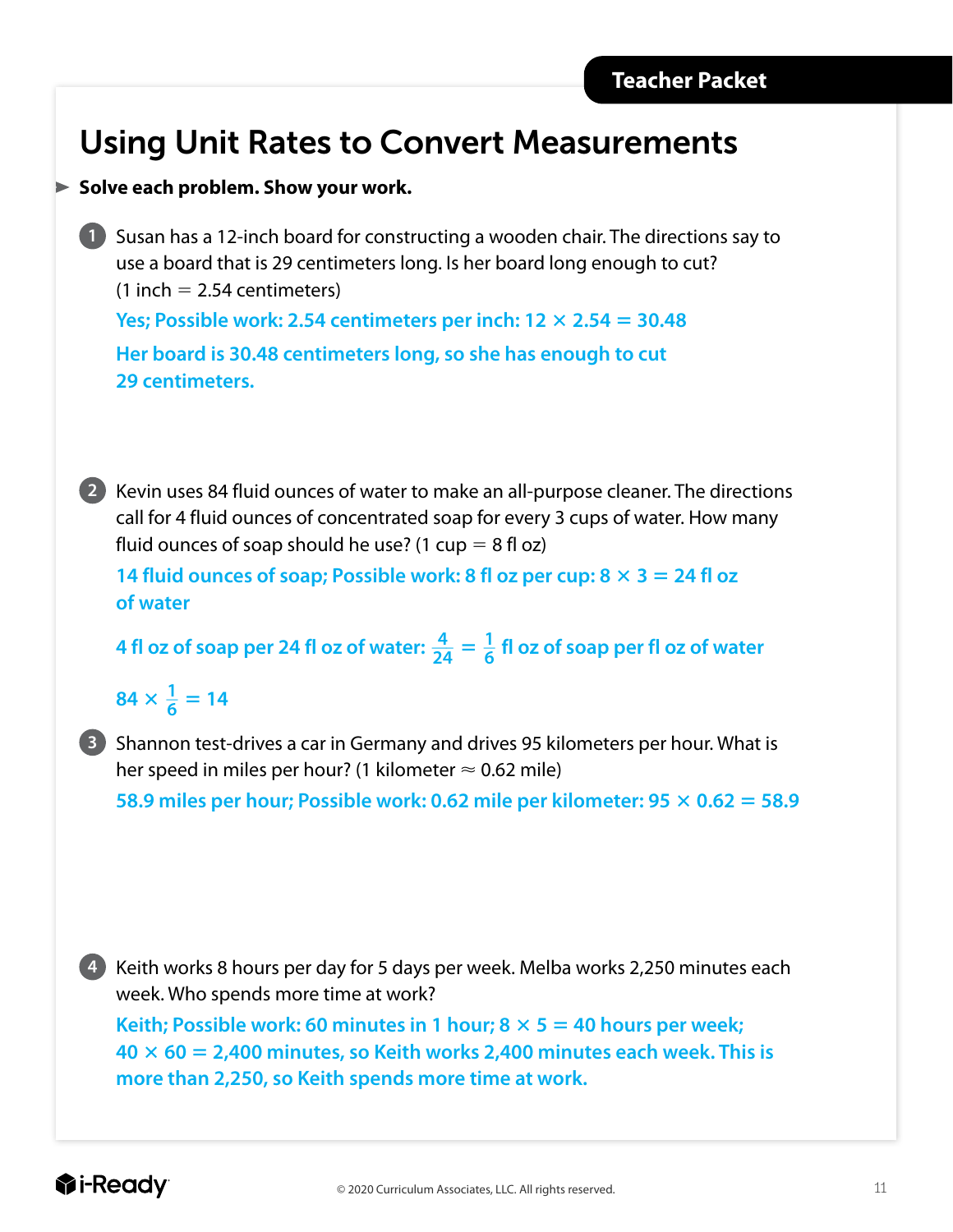# Using Unit Rates to Convert Measurements

► **Solve each problem. Show your work.**

1. Susan has a 12-inch board for constructing a wooden chair. The directions say to use a board that is 29 centimeters long. Is her board long enough to cut? (1 inch = 2.54 centimeters)

   **Yes; Possible work: 2.54 centimeters per inch: $12 \times 2.54 = 30.48$**

   **Her board is 30.48 centimeters long, so she has enough to cut 29 centimeters.**

2. Kevin uses 84 fluid ounces of water to make an all-purpose cleaner. The directions call for 4 fluid ounces of concentrated soap for every 3 cups of water. How many fluid ounces of soap should he use? (1 cup = 8 fl oz)

   **14 fluid ounces of soap; Possible work: 8 fl oz per cup: $8 \times 3 = 24$ fl oz of water**

   **4 fl oz of soap per 24 fl oz of water: $\frac{4}{24} = \frac{1}{6}$ fl oz of soap per fl oz of water**

   **$84 \times \frac{1}{6} = 14$**

3. Shannon test-drives a car in Germany and drives 95 kilometers per hour. What is her speed in miles per hour? (1 kilometer ≈ 0.62 mile)

   **58.9 miles per hour; Possible work: 0.62 mile per kilometer: $95 \times 0.62 = 58.9$**

4. Keith works 8 hours per day for 5 days per week. Melba works 2,250 minutes each week. Who spends more time at work?

   **Keith; Possible work: 60 minutes in 1 hour; $8 \times 5 = 40$ hours per week; $40 \times 60 = 2{,}400$ minutes, so Keith works 2,400 minutes each week. This is more than 2,250, so Keith spends more time at work.**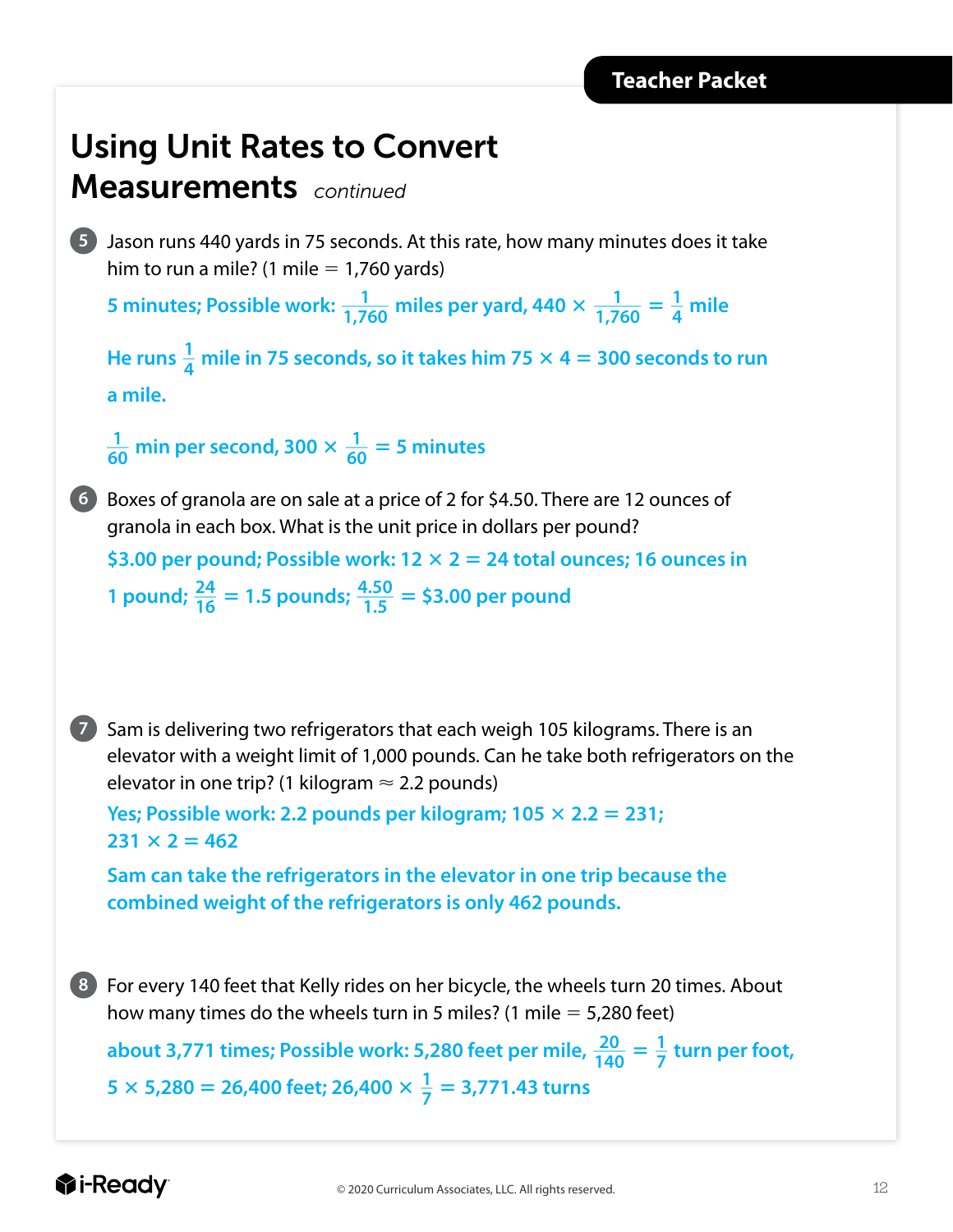# Using Unit Rates to Convert Measurements *continued*

**5** Jason runs 440 yards in 75 seconds. At this rate, how many minutes does it take him to run a mile? (1 mile = 1,760 yards)

**5 minutes; Possible work: $\frac{1}{1,760}$ miles per yard, $440 \times \frac{1}{1,760} = \frac{1}{4}$ mile**

**He runs $\frac{1}{4}$ mile in 75 seconds, so it takes him $75 \times 4 = 300$ seconds to run a mile.**

**$\frac{1}{60}$ min per second, $300 \times \frac{1}{60} = 5$ minutes**

**6** Boxes of granola are on sale at a price of 2 for $4.50. There are 12 ounces of granola in each box. What is the unit price in dollars per pound?

**$3.00 per pound; Possible work: $12 \times 2 = 24$ total ounces; 16 ounces in 1 pound; $\frac{24}{16} = 1.5$ pounds; $\frac{4.50}{1.5} =$ $3.00 per pound**

**7** Sam is delivering two refrigerators that each weigh 105 kilograms. There is an elevator with a weight limit of 1,000 pounds. Can he take both refrigerators on the elevator in one trip? (1 kilogram ≈ 2.2 pounds)

**Yes; Possible work: 2.2 pounds per kilogram; $105 \times 2.2 = 231$; $231 \times 2 = 462$**

**Sam can take the refrigerators in the elevator in one trip because the combined weight of the refrigerators is only 462 pounds.**

**8** For every 140 feet that Kelly rides on her bicycle, the wheels turn 20 times. About how many times do the wheels turn in 5 miles? (1 mile = 5,280 feet)

**about 3,771 times; Possible work: 5,280 feet per mile, $\frac{20}{140} = \frac{1}{7}$ turn per foot, $5 \times 5,280 = 26,400$ feet; $26,400 \times \frac{1}{7} = 3,771.43$ turns**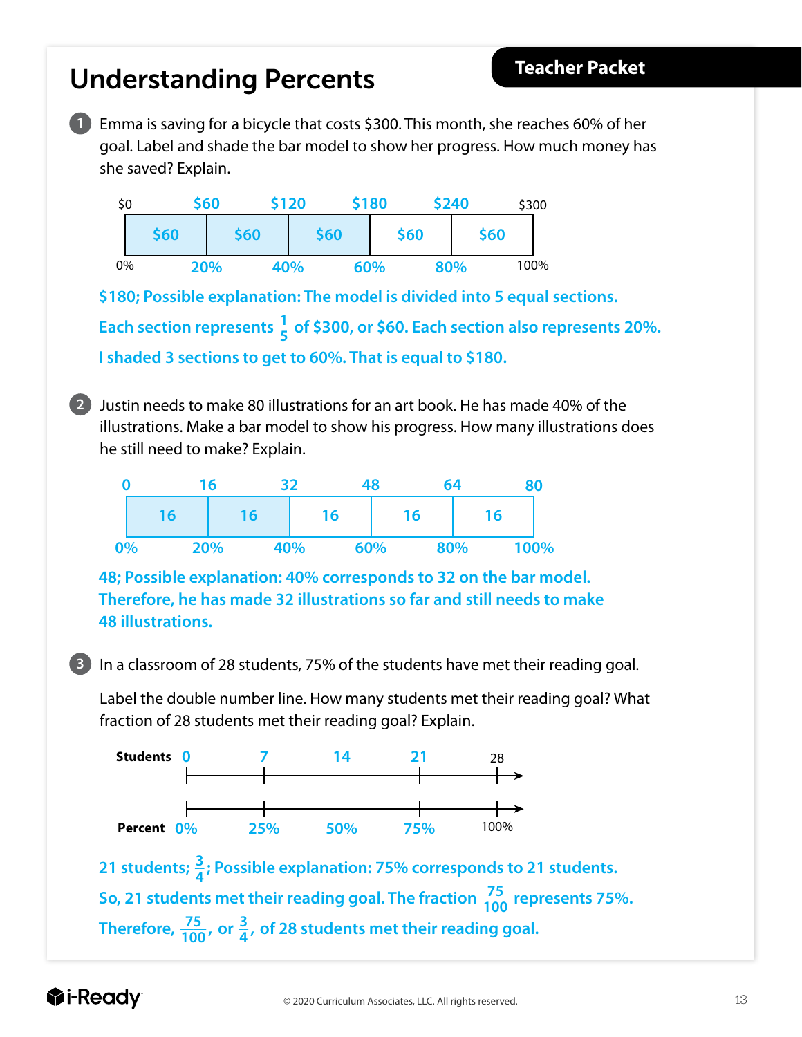# Understanding Percents

**Teacher Packet**

1. Emma is saving for a bicycle that costs \$300. This month, she reaches 60% of her goal. Label and shade the bar model to show her progress. How much money has she saved? Explain.

| \$0 | \$60 | \$120 | \$180 | \$240 | \$300 |
|---|---|---|---|---|---|
| | \$60 | \$60 | \$60 | \$60 | \$60 |
| 0% | 20% | 40% | 60% | 80% | 100% |

\$180; Possible explanation: The model is divided into 5 equal sections. Each section represents $\frac{1}{5}$ of \$300, or \$60. Each section also represents 20%. I shaded 3 sections to get to 60%. That is equal to \$180.

2. Justin needs to make 80 illustrations for an art book. He has made 40% of the illustrations. Make a bar model to show his progress. How many illustrations does he still need to make? Explain.

| 0 | 16 | 32 | 48 | 64 | 80 |
|---|---|---|---|---|---|
| | 16 | 16 | 16 | 16 | 16 |
| 0% | 20% | 40% | 60% | 80% | 100% |

48; Possible explanation: 40% corresponds to 32 on the bar model. Therefore, he has made 32 illustrations so far and still needs to make 48 illustrations.

3. In a classroom of 28 students, 75% of the students have met their reading goal.

Label the double number line. How many students met their reading goal? What fraction of 28 students met their reading goal? Explain.

| **Students** | 0 | 7 | 14 | 21 | 28 |
|---|---|---|---|---|---|
| **Percent** | 0% | 25% | 50% | 75% | 100% |

21 students; $\frac{3}{4}$; Possible explanation: 75% corresponds to 21 students. So, 21 students met their reading goal. The fraction $\frac{75}{100}$ represents 75%. Therefore, $\frac{75}{100}$, or $\frac{3}{4}$, of 28 students met their reading goal.

© 2020 Curriculum Associates, LLC. All rights reserved.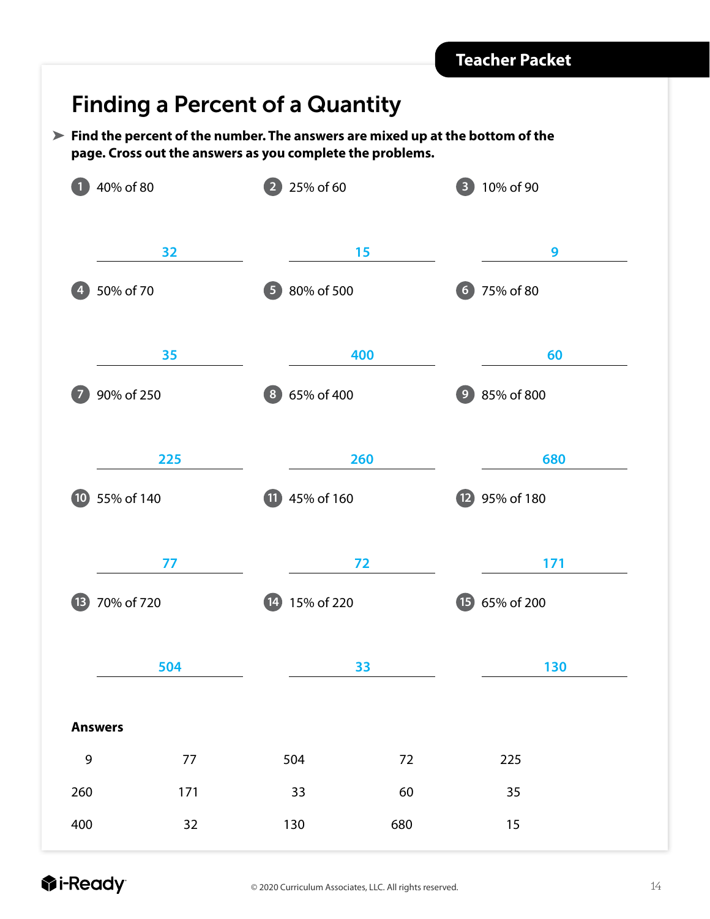Teacher Packet

# Finding a Percent of a Quantity

➤ **Find the percent of the number. The answers are mixed up at the bottom of the page. Cross out the answers as you complete the problems.**

1. 40% of 80

   **32**

2. 25% of 60

   **15**

3. 10% of 90

   **9**

4. 50% of 70

   **35**

5. 80% of 500

   **400**

6. 75% of 80

   **60**

7. 90% of 250

   **225**

8. 65% of 400

   **260**

9. 85% of 800

   **680**

10. 55% of 140

    **77**

11. 45% of 160

    **72**

12. 95% of 180

    **171**

13. 70% of 720

    **504**

14. 15% of 220

    **33**

15. 65% of 200

    **130**

**Answers**

| | | | | |
|---|---|---|---|---|
| 9 | 77 | 504 | 72 | 225 |
| 260 | 171 | 33 | 60 | 35 |
| 400 | 32 | 130 | 680 | 15 |

© 2020 Curriculum Associates, LLC. All rights reserved.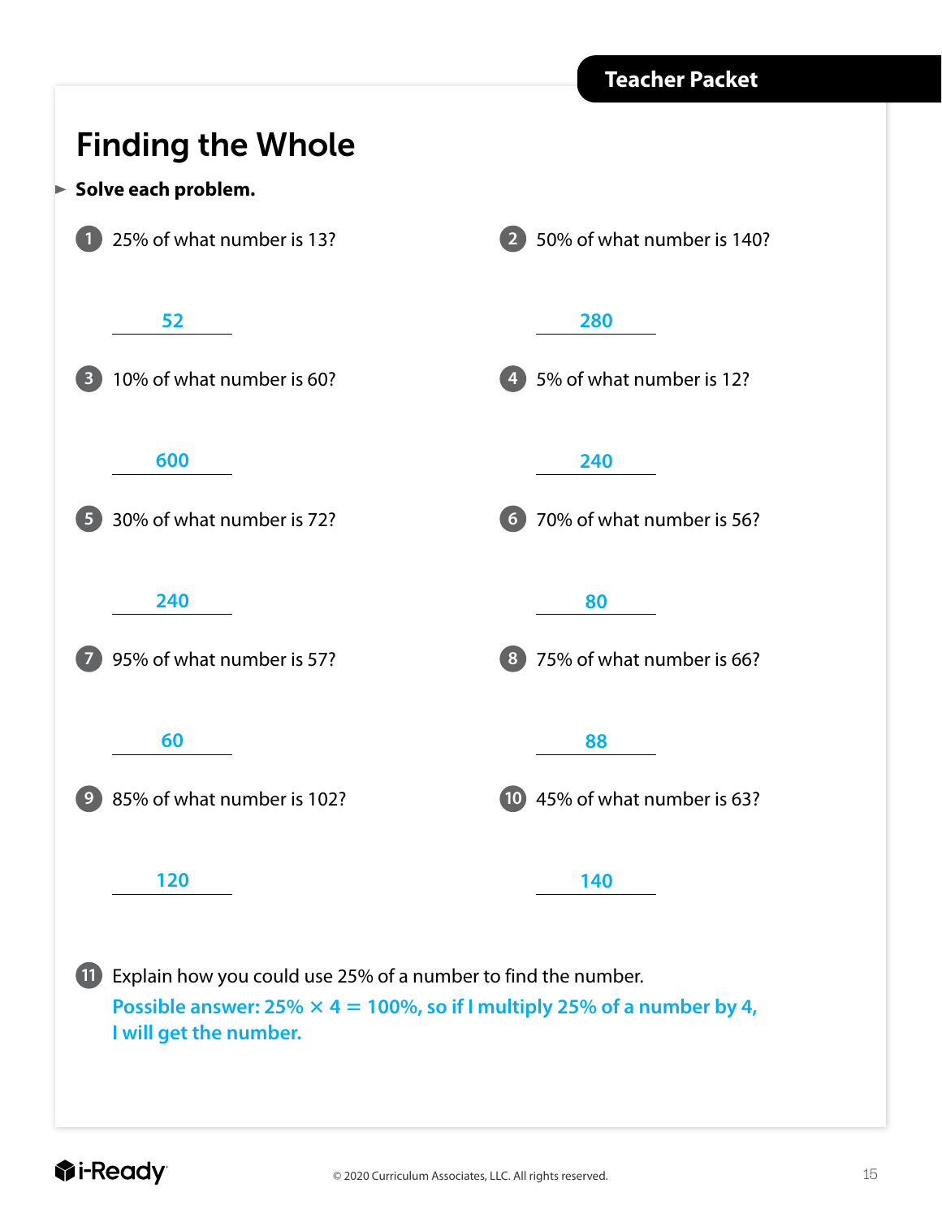Teacher Packet

# Finding the Whole

► **Solve each problem.**

1. 25% of what number is 13?

   52

2. 50% of what number is 140?

   280

3. 10% of what number is 60?

   600

4. 5% of what number is 12?

   240

5. 30% of what number is 72?

   240

6. 70% of what number is 56?

   80

7. 95% of what number is 57?

   60

8. 75% of what number is 66?

   88

9. 85% of what number is 102?

   120

10. 45% of what number is 63?

    140

11. Explain how you could use 25% of a number to find the number.

    Possible answer: 25% × 4 = 100%, so if I multiply 25% of a number by 4, I will get the number.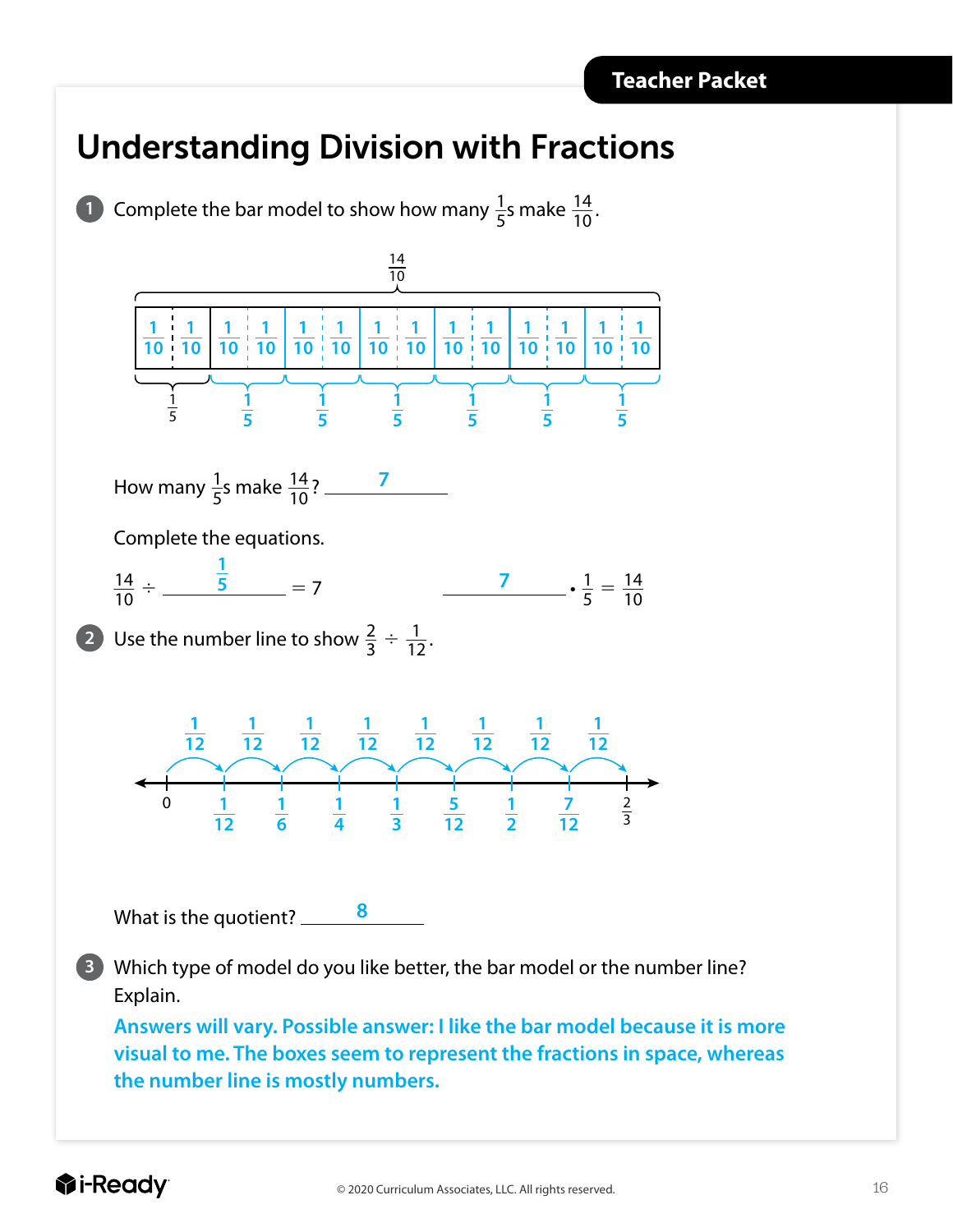Teacher Packet

# Understanding Division with Fractions

**1** Complete the bar model to show how many $\frac{1}{5}$s make $\frac{14}{10}$.

$\frac{14}{10}$

| $\frac{1}{10}$ $\frac{1}{10}$ | $\frac{1}{10}$ $\frac{1}{10}$ | $\frac{1}{10}$ $\frac{1}{10}$ | $\frac{1}{10}$ $\frac{1}{10}$ | $\frac{1}{10}$ $\frac{1}{10}$ | $\frac{1}{10}$ $\frac{1}{10}$ | $\frac{1}{10}$ $\frac{1}{10}$ |
|---|---|---|---|---|---|---|
| $\frac{1}{5}$ | $\frac{1}{5}$ | $\frac{1}{5}$ | $\frac{1}{5}$ | $\frac{1}{5}$ | $\frac{1}{5}$ | $\frac{1}{5}$ |

How many $\frac{1}{5}$s make $\frac{14}{10}$? **7**

Complete the equations.

$\frac{14}{10} \div \frac{1}{5} = 7$  **7** $\cdot \frac{1}{5} = \frac{14}{10}$

**2** Use the number line to show $\frac{2}{3} \div \frac{1}{12}$.

Jumps: $\frac{1}{12}$, $\frac{1}{12}$, $\frac{1}{12}$, $\frac{1}{12}$, $\frac{1}{12}$, $\frac{1}{12}$, $\frac{1}{12}$, $\frac{1}{12}$

Number line: 0, $\frac{1}{12}$, $\frac{1}{6}$, $\frac{1}{4}$, $\frac{1}{3}$, $\frac{5}{12}$, $\frac{1}{2}$, $\frac{7}{12}$, $\frac{2}{3}$

What is the quotient? **8**

**3** Which type of model do you like better, the bar model or the number line? Explain.

Answers will vary. Possible answer: I like the bar model because it is more visual to me. The boxes seem to represent the fractions in space, whereas the number line is mostly numbers.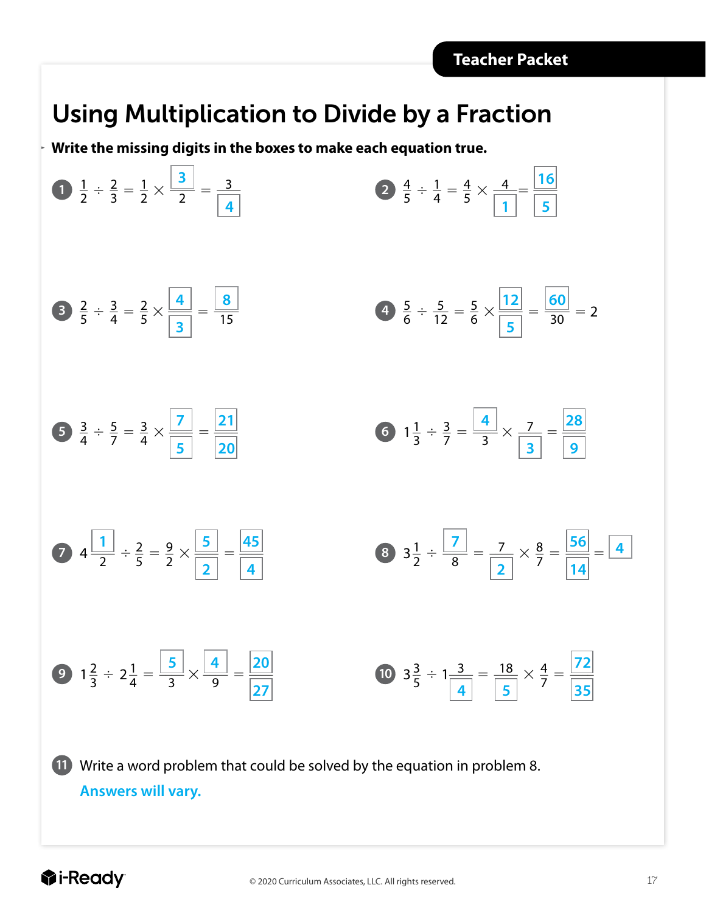# Using Multiplication to Divide by a Fraction

**Write the missing digits in the boxes to make each equation true.**

1. $\frac{1}{2} \div \frac{2}{3} = \frac{1}{2} \times \frac{3}{2} = \frac{3}{4}$

2. $\frac{4}{5} \div \frac{1}{4} = \frac{4}{5} \times \frac{4}{1} = \frac{16}{5}$

3. $\frac{2}{5} \div \frac{3}{4} = \frac{2}{5} \times \frac{4}{3} = \frac{8}{15}$

4. $\frac{5}{6} \div \frac{5}{12} = \frac{5}{6} \times \frac{12}{5} = \frac{60}{30} = 2$

5. $\frac{3}{4} \div \frac{5}{7} = \frac{3}{4} \times \frac{7}{5} = \frac{21}{20}$

6. $1\frac{1}{3} \div \frac{3}{7} = \frac{4}{3} \times \frac{7}{3} = \frac{28}{9}$

7. $4\frac{1}{2} \div \frac{2}{5} = \frac{9}{2} \times \frac{5}{2} = \frac{45}{4}$

8. $3\frac{1}{2} \div \frac{7}{8} = \frac{7}{2} \times \frac{8}{7} = \frac{56}{14} = 4$

9. $1\frac{2}{3} \div 2\frac{1}{4} = \frac{5}{3} \times \frac{4}{9} = \frac{20}{27}$

10. $3\frac{3}{5} \div 1\frac{3}{4} = \frac{18}{5} \times \frac{4}{7} = \frac{72}{35}$

11. Write a word problem that could be solved by the equation in problem 8.

    **Answers will vary.**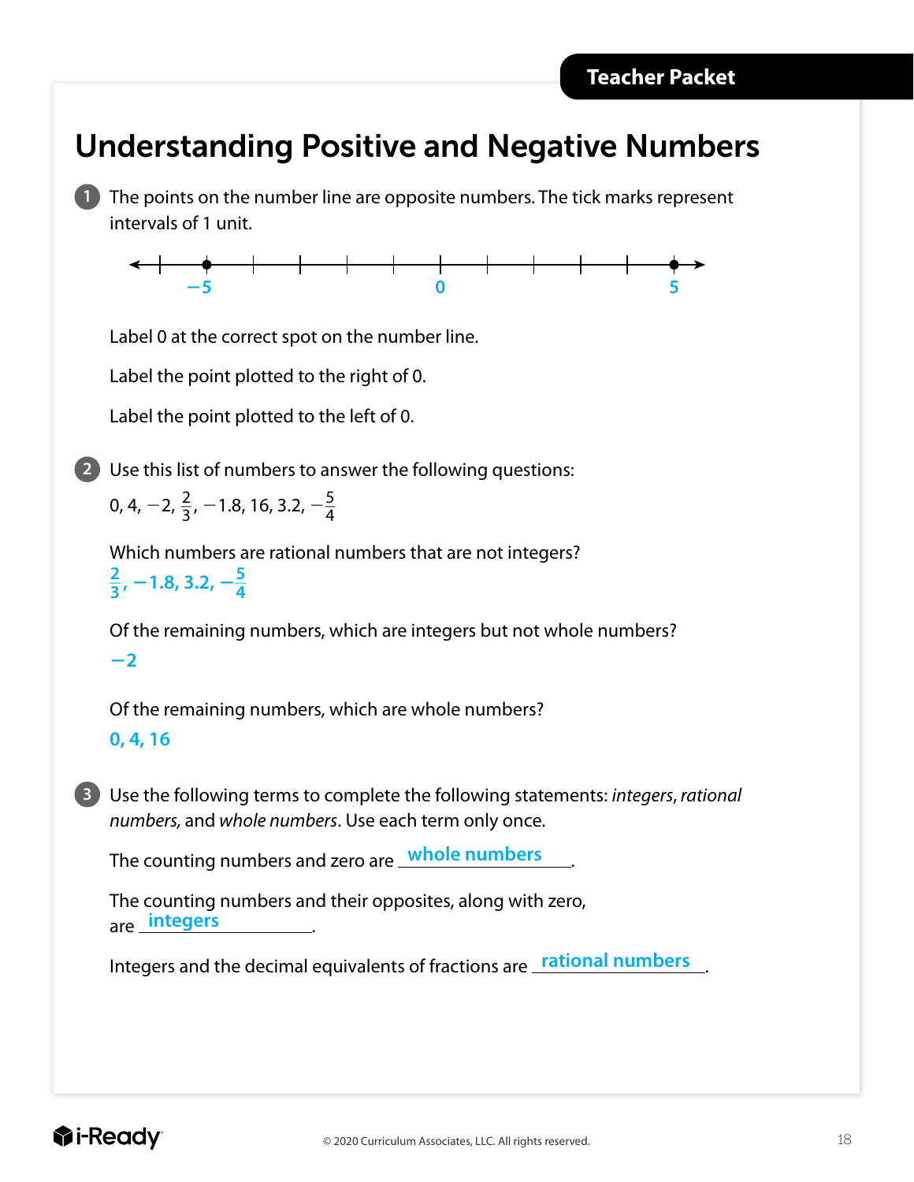Teacher Packet

# Understanding Positive and Negative Numbers

**1** The points on the number line are opposite numbers. The tick marks represent intervals of 1 unit.

−5　　　　　　0　　　　　　5

Label 0 at the correct spot on the number line.

Label the point plotted to the right of 0.

Label the point plotted to the left of 0.

**2** Use this list of numbers to answer the following questions:

$0, 4, -2, \frac{2}{3}, -1.8, 16, 3.2, -\frac{5}{4}$

Which numbers are rational numbers that are not integers?

$\frac{2}{3}, -1.8, 3.2, -\frac{5}{4}$

Of the remaining numbers, which are integers but not whole numbers?

$-2$

Of the remaining numbers, which are whole numbers?

$0, 4, 16$

**3** Use the following terms to complete the following statements: *integers*, *rational numbers,* and *whole numbers*. Use each term only once.

The counting numbers and zero are **whole numbers**.

The counting numbers and their opposites, along with zero, are **integers**.

Integers and the decimal equivalents of fractions are **rational numbers**.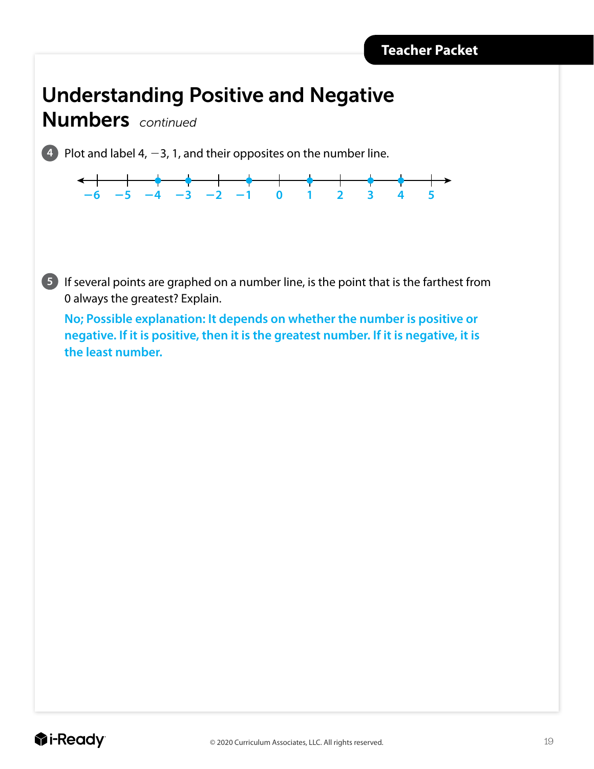# Understanding Positive and Negative Numbers *continued*

**4** Plot and label 4, −3, 1, and their opposites on the number line.

−6 −5 −4 −3 −2 −1 0 1 2 3 4 5

**5** If several points are graphed on a number line, is the point that is the farthest from 0 always the greatest? Explain.

**No; Possible explanation: It depends on whether the number is positive or negative. If it is positive, then it is the greatest number. If it is negative, it is the least number.**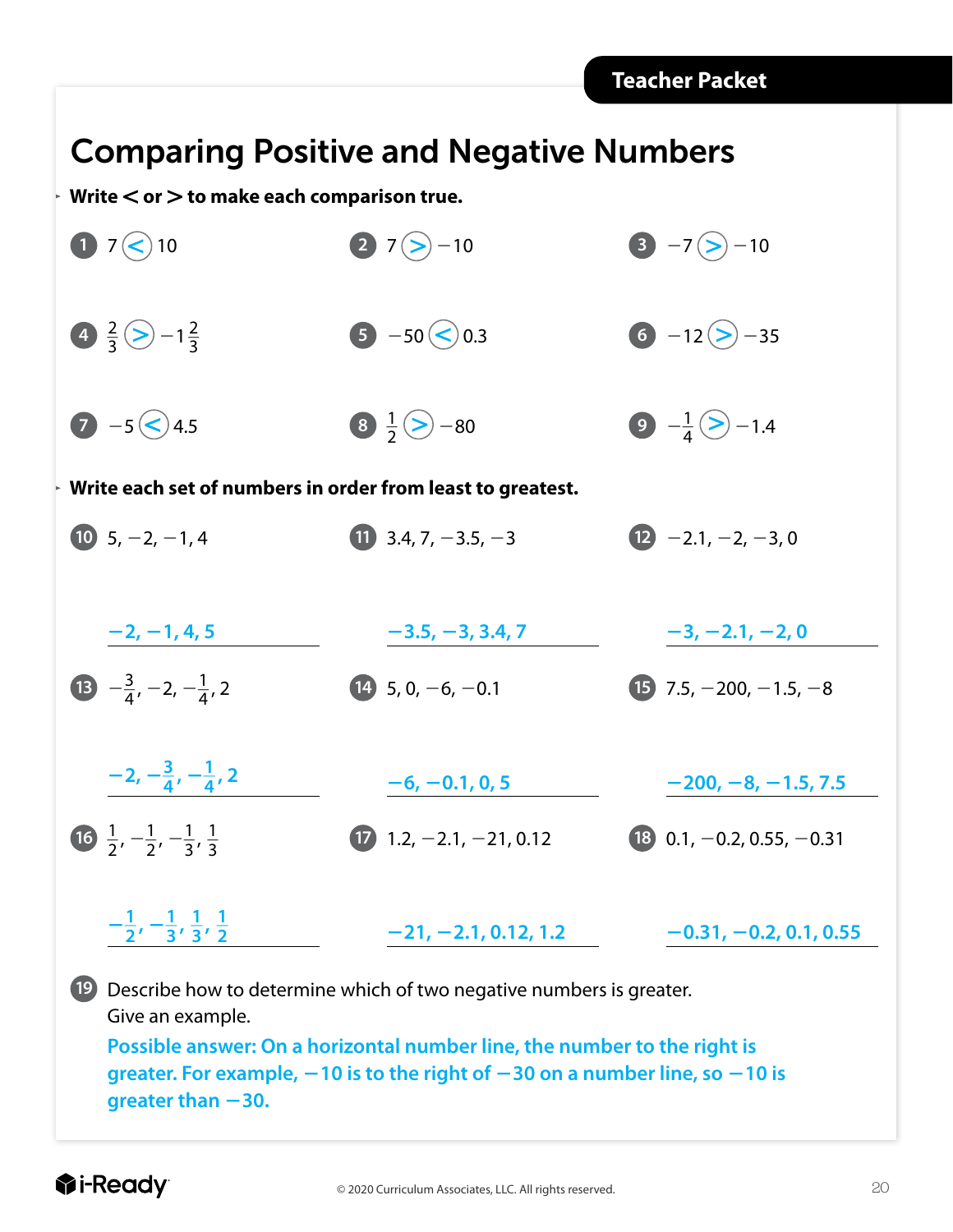Teacher Packet

# Comparing Positive and Negative Numbers

**Write < or > to make each comparison true.**

1. $7 < 10$
2. $7 > -10$
3. $-7 > -10$
4. $\frac{2}{3} > -1\frac{2}{3}$
5. $-50 < 0.3$
6. $-12 > -35$
7. $-5 < 4.5$
8. $\frac{1}{2} > -80$
9. $-\frac{1}{4} > -1.4$

**Write each set of numbers in order from least to greatest.**

10. $5, -2, -1, 4$

    **$-2, -1, 4, 5$**

11. $3.4, 7, -3.5, -3$

    **$-3.5, -3, 3.4, 7$**

12. $-2.1, -2, -3, 0$

    **$-3, -2.1, -2, 0$**

13. $-\frac{3}{4}, -2, -\frac{1}{4}, 2$

    **$-2, -\frac{3}{4}, -\frac{1}{4}, 2$**

14. $5, 0, -6, -0.1$

    **$-6, -0.1, 0, 5$**

15. $7.5, -200, -1.5, -8$

    **$-200, -8, -1.5, 7.5$**

16. $\frac{1}{2}, -\frac{1}{2}, -\frac{1}{3}, \frac{1}{3}$

    **$-\frac{1}{2}, -\frac{1}{3}, \frac{1}{3}, \frac{1}{2}$**

17. $1.2, -2.1, -21, 0.12$

    **$-21, -2.1, 0.12, 1.2$**

18. $0.1, -0.2, 0.55, -0.31$

    **$-0.31, -0.2, 0.1, 0.55$**

19. Describe how to determine which of two negative numbers is greater. Give an example.

    **Possible answer: On a horizontal number line, the number to the right is greater. For example, $-10$ is to the right of $-30$ on a number line, so $-10$ is greater than $-30$.**

i-Ready

© 2020 Curriculum Associates, LLC. All rights reserved.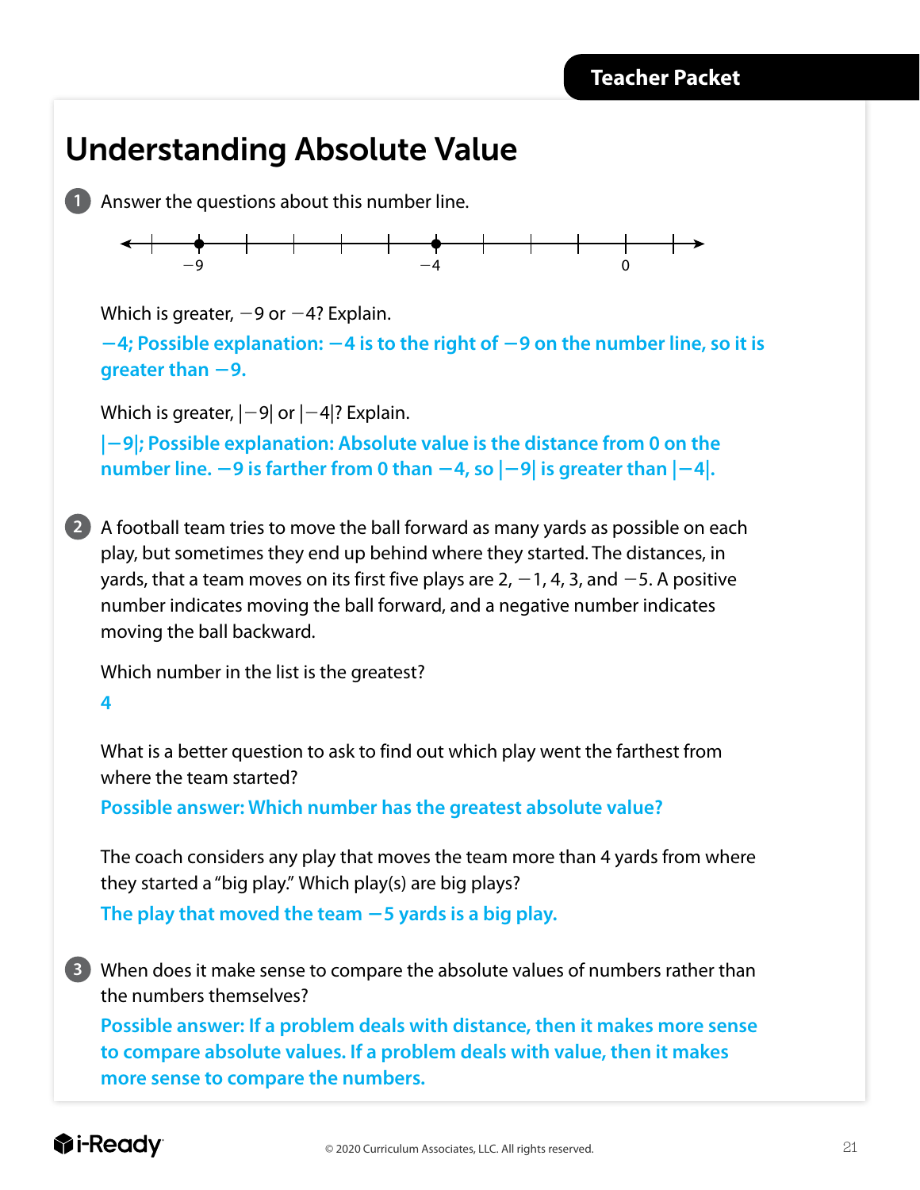# Understanding Absolute Value

**1** Answer the questions about this number line.

−9 −4 0

Which is greater, −9 or −4? Explain.

**−4; Possible explanation: −4 is to the right of −9 on the number line, so it is greater than −9.**

Which is greater, |−9| or |−4|? Explain.

**|−9|; Possible explanation: Absolute value is the distance from 0 on the number line. −9 is farther from 0 than −4, so |−9| is greater than |−4|.**

**2** A football team tries to move the ball forward as many yards as possible on each play, but sometimes they end up behind where they started. The distances, in yards, that a team moves on its first five plays are 2, −1, 4, 3, and −5. A positive number indicates moving the ball forward, and a negative number indicates moving the ball backward.

Which number in the list is the greatest?

**4**

What is a better question to ask to find out which play went the farthest from where the team started?

**Possible answer: Which number has the greatest absolute value?**

The coach considers any play that moves the team more than 4 yards from where they started a "big play." Which play(s) are big plays?

**The play that moved the team −5 yards is a big play.**

**3** When does it make sense to compare the absolute values of numbers rather than the numbers themselves?

**Possible answer: If a problem deals with distance, then it makes more sense to compare absolute values. If a problem deals with value, then it makes more sense to compare the numbers.**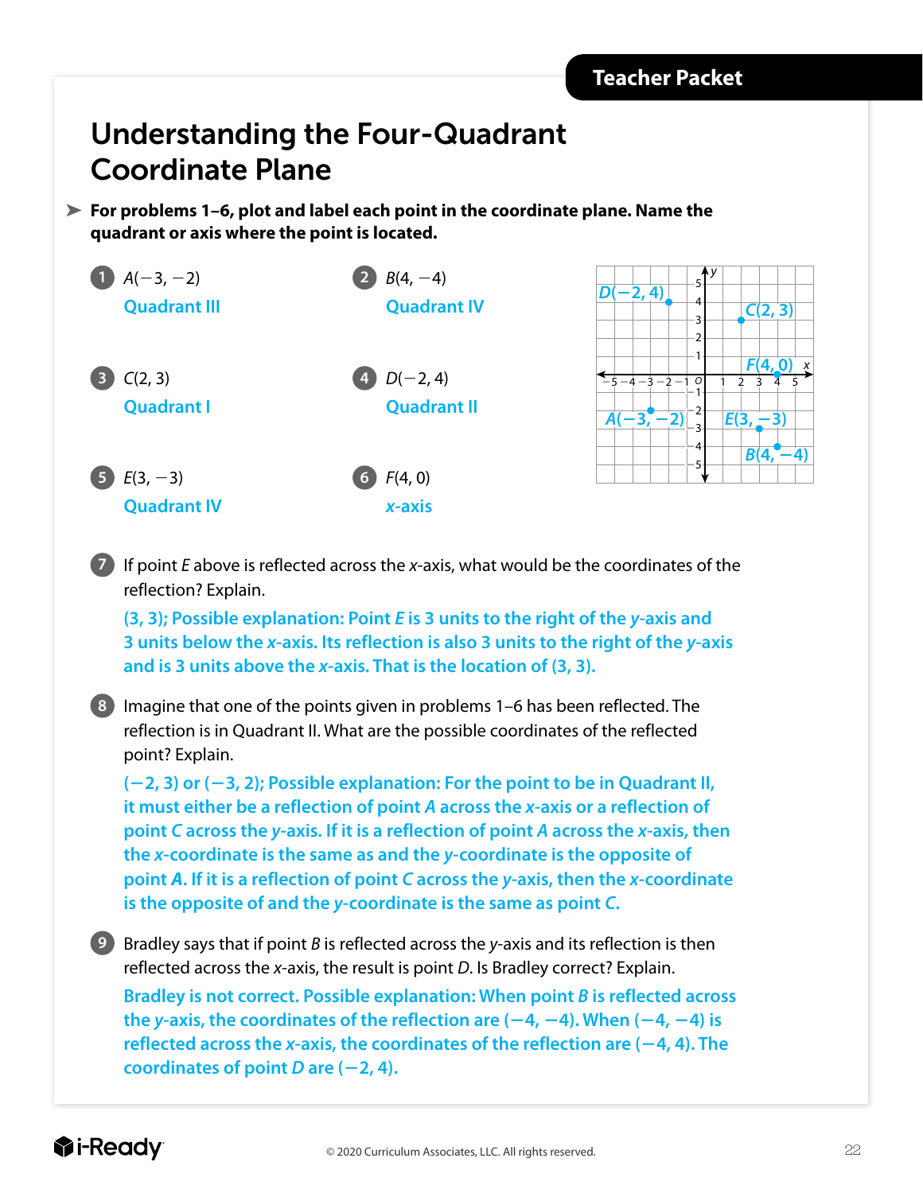Teacher Packet

# Understanding the Four-Quadrant Coordinate Plane

➤ **For problems 1–6, plot and label each point in the coordinate plane. Name the quadrant or axis where the point is located.**

1. $A(-3, -2)$
   Quadrant III

2. $B(4, -4)$
   Quadrant IV

3. $C(2, 3)$
   Quadrant I

4. $D(-2, 4)$
   Quadrant II

5. $E(3, -3)$
   Quadrant IV

6. $F(4, 0)$
   *x*-axis

7. If point *E* above is reflected across the *x*-axis, what would be the coordinates of the reflection? Explain.

   (3, 3); Possible explanation: Point *E* is 3 units to the right of the *y*-axis and 3 units below the *x*-axis. Its reflection is also 3 units to the right of the *y*-axis and is 3 units above the *x*-axis. That is the location of (3, 3).

8. Imagine that one of the points given in problems 1–6 has been reflected. The reflection is in Quadrant II. What are the possible coordinates of the reflected point? Explain.

   $(-2, 3)$ or $(-3, 2)$; Possible explanation: For the point to be in Quadrant II, it must either be a reflection of point *A* across the *x*-axis or a reflection of point *C* across the *y*-axis. If it is a reflection of point *A* across the *x*-axis, then the *x*-coordinate is the same as and the *y*-coordinate is the opposite of point *A*. If it is a reflection of point *C* across the *y*-axis, then the *x*-coordinate is the opposite of and the *y*-coordinate is the same as point *C*.

9. Bradley says that if point *B* is reflected across the *y*-axis and its reflection is then reflected across the *x*-axis, the result is point *D*. Is Bradley correct? Explain.

   Bradley is not correct. Possible explanation: When point *B* is reflected across the *y*-axis, the coordinates of the reflection are $(-4, -4)$. When $(-4, -4)$ is reflected across the *x*-axis, the coordinates of the reflection are $(-4, 4)$. The coordinates of point *D* are $(-2, 4)$.

© 2020 Curriculum Associates, LLC. All rights reserved.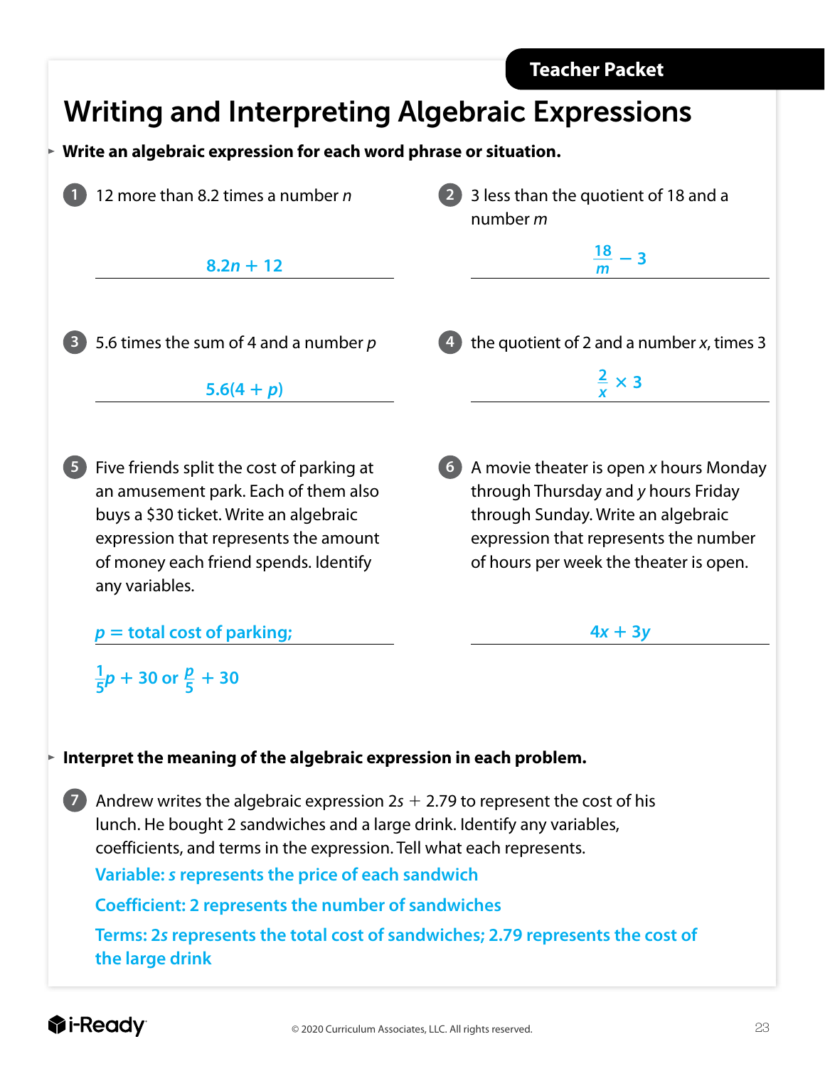# Writing and Interpreting Algebraic Expressions

**Write an algebraic expression for each word phrase or situation.**

1. 12 more than 8.2 times a number $n$

   **$8.2n + 12$**

2. 3 less than the quotient of 18 and a number $m$

   **$\frac{18}{m} - 3$**

3. 5.6 times the sum of 4 and a number $p$

   **$5.6(4 + p)$**

4. the quotient of 2 and a number $x$, times 3

   **$\frac{2}{x} \times 3$**

5. Five friends split the cost of parking at an amusement park. Each of them also buys a \$30 ticket. Write an algebraic expression that represents the amount of money each friend spends. Identify any variables.

   **$p$ = total cost of parking;**

   **$\frac{1}{5}p + 30$ or $\frac{p}{5} + 30$**

6. A movie theater is open $x$ hours Monday through Thursday and $y$ hours Friday through Sunday. Write an algebraic expression that represents the number of hours per week the theater is open.

   **$4x + 3y$**

**Interpret the meaning of the algebraic expression in each problem.**

7. Andrew writes the algebraic expression $2s + 2.79$ to represent the cost of his lunch. He bought 2 sandwiches and a large drink. Identify any variables, coefficients, and terms in the expression. Tell what each represents.

   **Variable: $s$ represents the price of each sandwich**

   **Coefficient: 2 represents the number of sandwiches**

   **Terms: $2s$ represents the total cost of sandwiches; 2.79 represents the cost of the large drink**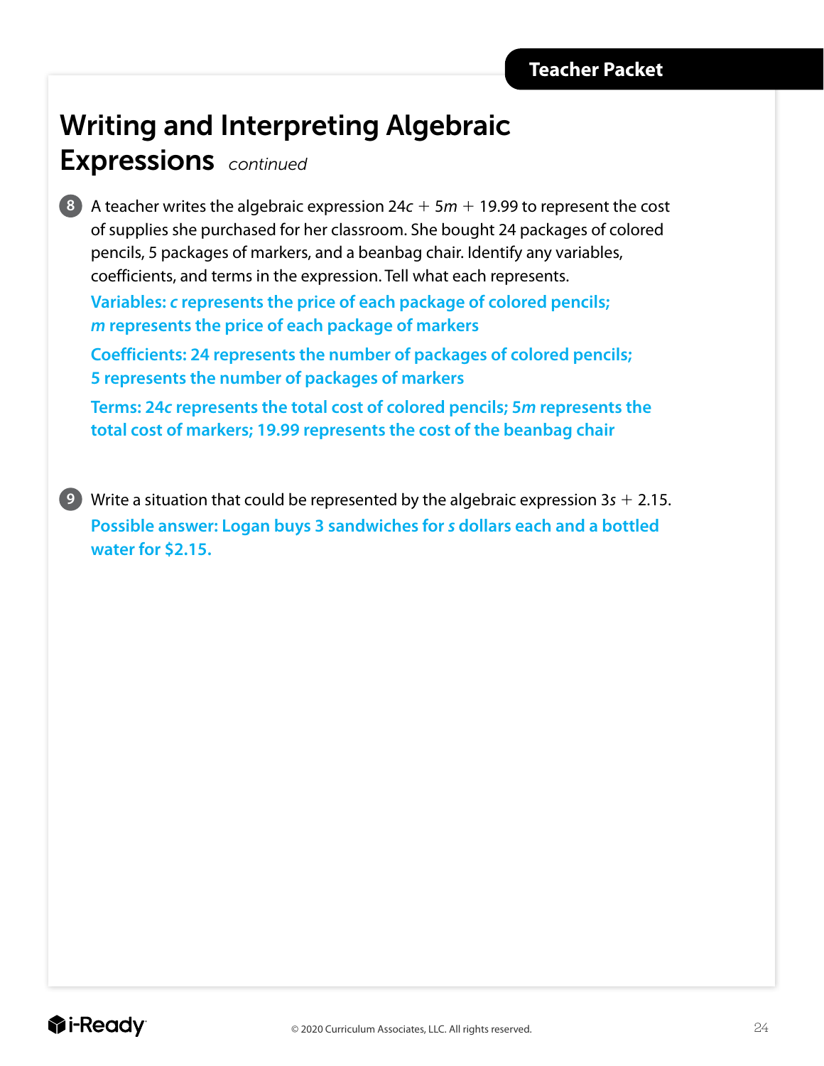# Writing and Interpreting Algebraic Expressions *continued*

**8** A teacher writes the algebraic expression $24c + 5m + 19.99$ to represent the cost of supplies she purchased for her classroom. She bought 24 packages of colored pencils, 5 packages of markers, and a beanbag chair. Identify any variables, coefficients, and terms in the expression. Tell what each represents.

**Variables: $c$ represents the price of each package of colored pencils; $m$ represents the price of each package of markers**

**Coefficients: 24 represents the number of packages of colored pencils; 5 represents the number of packages of markers**

**Terms: $24c$ represents the total cost of colored pencils; $5m$ represents the total cost of markers; 19.99 represents the cost of the beanbag chair**

**9** Write a situation that could be represented by the algebraic expression $3s + 2.15$.

**Possible answer: Logan buys 3 sandwiches for $s$ dollars each and a bottled water for $2.15.**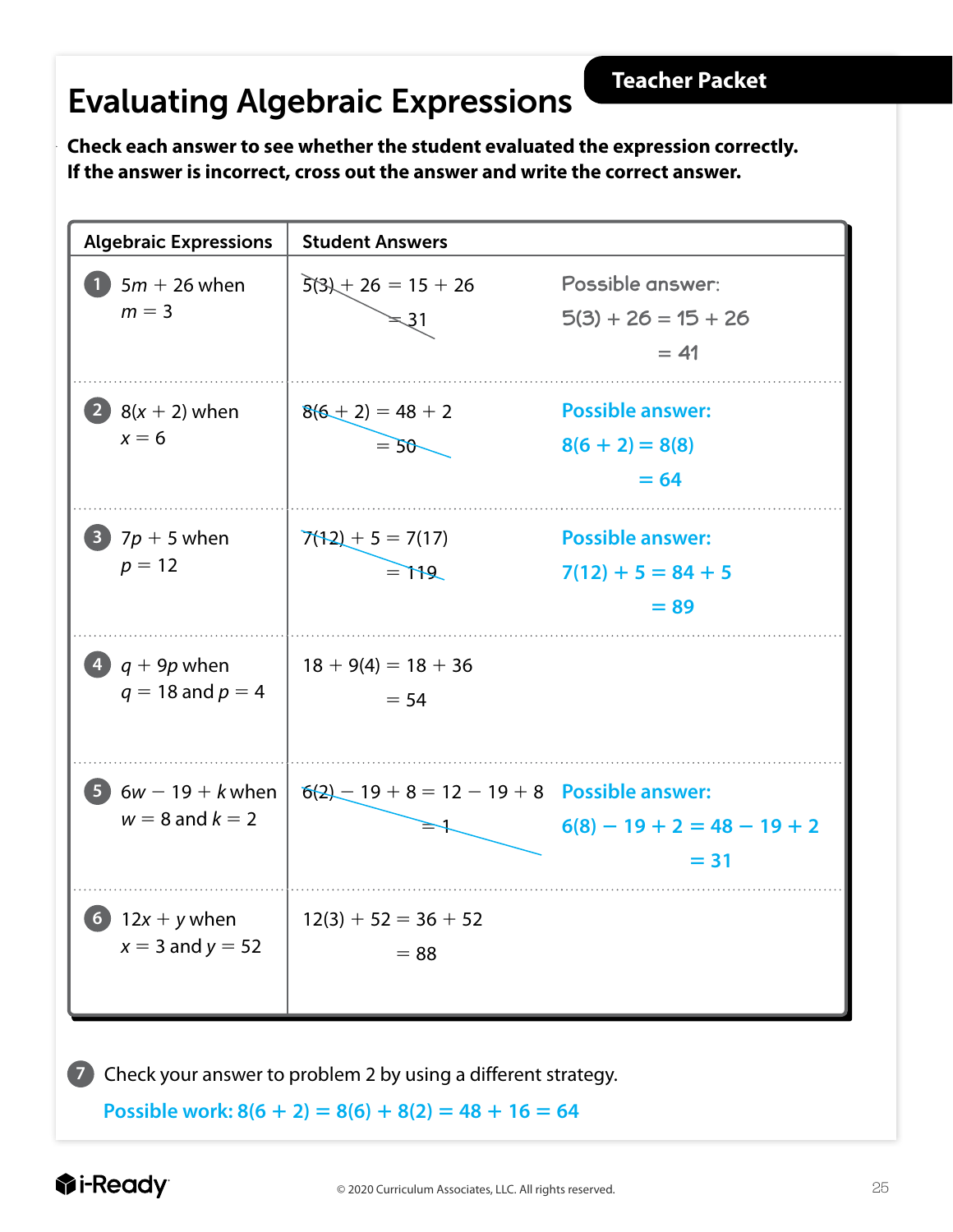# Evaluating Algebraic Expressions

**Teacher Packet**

**Check each answer to see whether the student evaluated the expression correctly. If the answer is incorrect, cross out the answer and write the correct answer.**

| Algebraic Expressions | Student Answers | |
|---|---|---|
| 1 $5m + 26$ when $m = 3$ | ~~$5(3) + 26 = 15 + 26 = 31$~~ | Possible answer: $5(3) + 26 = 15 + 26 = 41$ |
| 2 $8(x + 2)$ when $x = 6$ | ~~$8(6 + 2) = 48 + 2 = 50$~~ | **Possible answer:** $8(6 + 2) = 8(8) = 64$ |
| 3 $7p + 5$ when $p = 12$ | ~~$7(12) + 5 = 7(17) = 119$~~ | **Possible answer:** $7(12) + 5 = 84 + 5 = 89$ |
| 4 $q + 9p$ when $q = 18$ and $p = 4$ | $18 + 9(4) = 18 + 36 = 54$ | |
| 5 $6w - 19 + k$ when $w = 8$ and $k = 2$ | ~~$6(2) - 19 + 8 = 12 - 19 + 8 = 1$~~ | **Possible answer:** $6(8) - 19 + 2 = 48 - 19 + 2 = 31$ |
| 6 $12x + y$ when $x = 3$ and $y = 52$ | $12(3) + 52 = 36 + 52 = 88$ | |

7 Check your answer to problem 2 by using a different strategy.

**Possible work:** $8(6 + 2) = 8(6) + 8(2) = 48 + 16 = 64$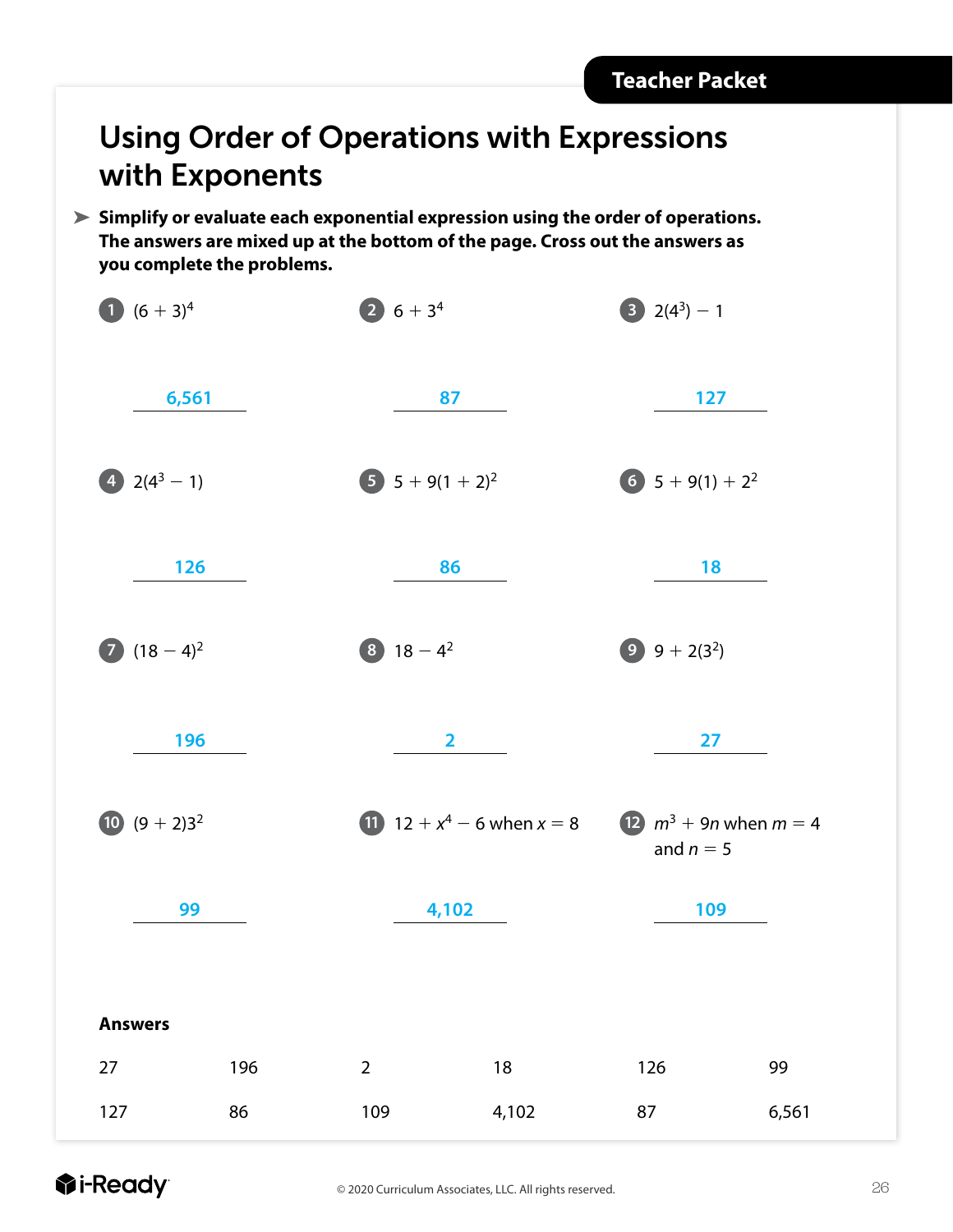Teacher Packet

# Using Order of Operations with Expressions with Exponents

➤ **Simplify or evaluate each exponential expression using the order of operations. The answers are mixed up at the bottom of the page. Cross out the answers as you complete the problems.**

1. $(6 + 3)^4$

   **6,561**

2. $6 + 3^4$

   **87**

3. $2(4^3) - 1$

   **127**

4. $2(4^3 - 1)$

   **126**

5. $5 + 9(1 + 2)^2$

   **86**

6. $5 + 9(1) + 2^2$

   **18**

7. $(18 - 4)^2$

   **196**

8. $18 - 4^2$

   **2**

9. $9 + 2(3^2)$

   **27**

10. $(9 + 2)3^2$

    **99**

11. $12 + x^4 - 6$ when $x = 8$

    **4,102**

12. $m^3 + 9n$ when $m = 4$ and $n = 5$

    **109**

**Answers**

| | | | | | |
|---|---|---|---|---|---|
| 27 | 196 | 2 | 18 | 126 | 99 |
| 127 | 86 | 109 | 4,102 | 87 | 6,561 |

© 2020 Curriculum Associates, LLC. All rights reserved.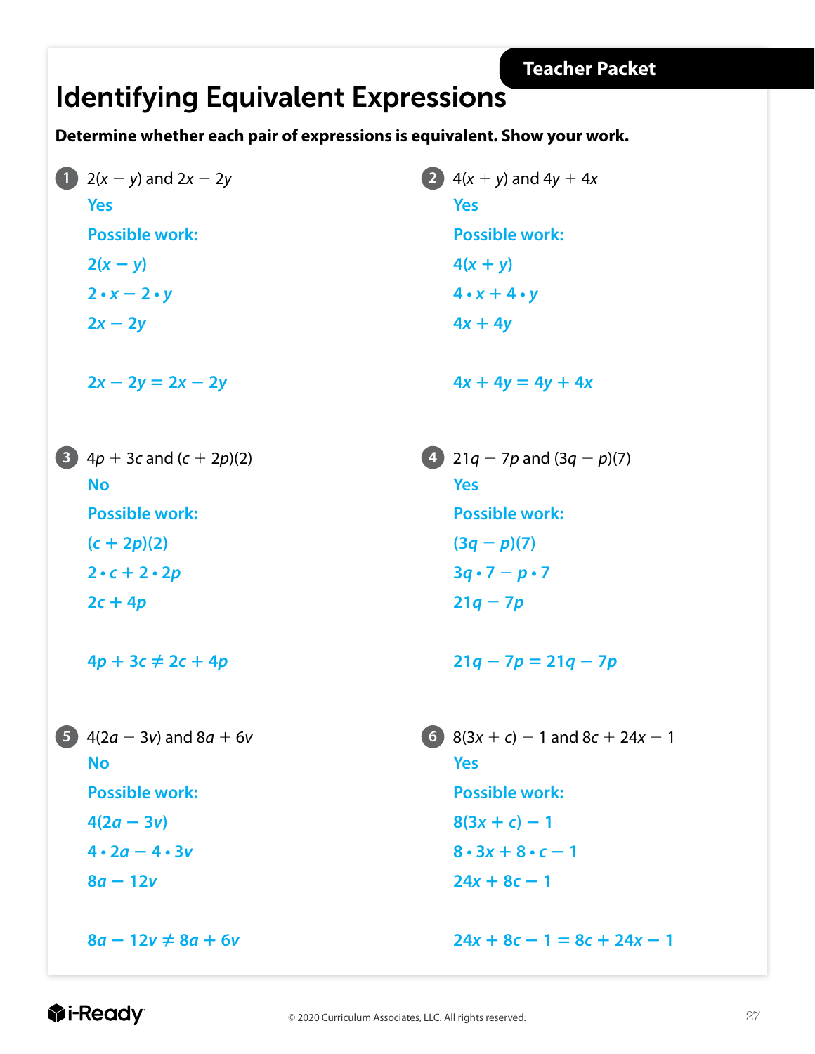Teacher Packet

# Identifying Equivalent Expressions

**Determine whether each pair of expressions is equivalent. Show your work.**

1. $2(x - y)$ and $2x - 2y$

   **Yes**

   **Possible work:**

   $2(x - y)$

   $2 \cdot x - 2 \cdot y$

   $2x - 2y$

   $2x - 2y = 2x - 2y$

2. $4(x + y)$ and $4y + 4x$

   **Yes**

   **Possible work:**

   $4(x + y)$

   $4 \cdot x + 4 \cdot y$

   $4x + 4y$

   $4x + 4y = 4y + 4x$

3. $4p + 3c$ and $(c + 2p)(2)$

   **No**

   **Possible work:**

   $(c + 2p)(2)$

   $2 \cdot c + 2 \cdot 2p$

   $2c + 4p$

   $4p + 3c \neq 2c + 4p$

4. $21q - 7p$ and $(3q - p)(7)$

   **Yes**

   **Possible work:**

   $(3q - p)(7)$

   $3q \cdot 7 - p \cdot 7$

   $21q - 7p$

   $21q - 7p = 21q - 7p$

5. $4(2a - 3v)$ and $8a + 6v$

   **No**

   **Possible work:**

   $4(2a - 3v)$

   $4 \cdot 2a - 4 \cdot 3v$

   $8a - 12v$

   $8a - 12v \neq 8a + 6v$

6. $8(3x + c) - 1$ and $8c + 24x - 1$

   **Yes**

   **Possible work:**

   $8(3x + c) - 1$

   $8 \cdot 3x + 8 \cdot c - 1$

   $24x + 8c - 1$

   $24x + 8c - 1 = 8c + 24x - 1$

i-Ready

© 2020 Curriculum Associates, LLC. All rights reserved.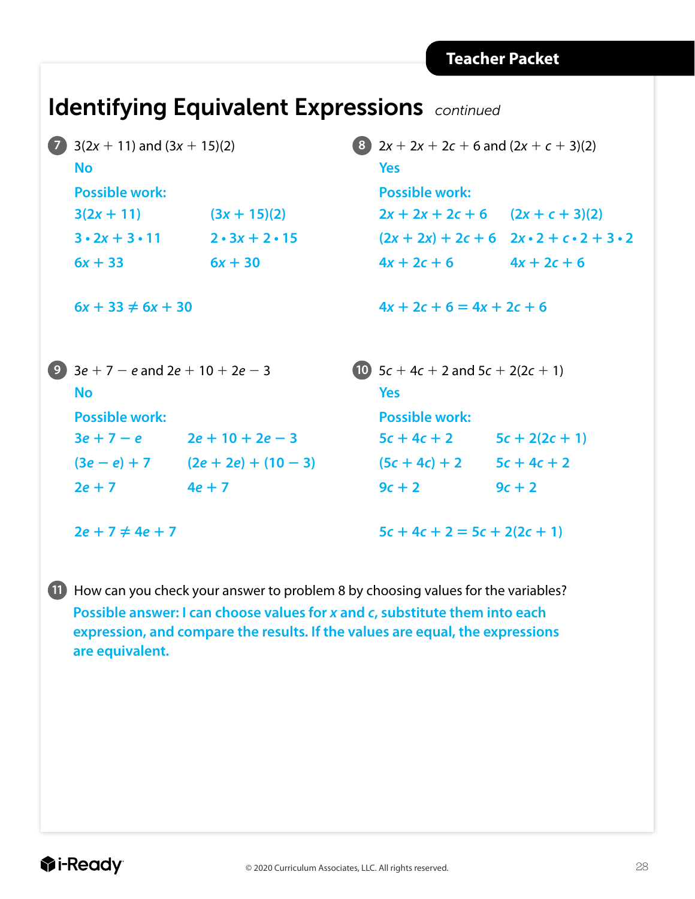# Identifying Equivalent Expressions *continued*

**7** $3(2x + 11)$ and $(3x + 15)(2)$

**No**

**Possible work:**

| | |
|---|---|
| $3(2x + 11)$ | $(3x + 15)(2)$ |
| $3 \cdot 2x + 3 \cdot 11$ | $2 \cdot 3x + 2 \cdot 15$ |
| $6x + 33$ | $6x + 30$ |

$6x + 33 \neq 6x + 30$

**8** $2x + 2x + 2c + 6$ and $(2x + c + 3)(2)$

**Yes**

**Possible work:**

| | |
|---|---|
| $2x + 2x + 2c + 6$ | $(2x + c + 3)(2)$ |
| $(2x + 2x) + 2c + 6$ | $2x \cdot 2 + c \cdot 2 + 3 \cdot 2$ |
| $4x + 2c + 6$ | $4x + 2c + 6$ |

$4x + 2c + 6 = 4x + 2c + 6$

**9** $3e + 7 - e$ and $2e + 10 + 2e - 3$

**No**

**Possible work:**

| | |
|---|---|
| $3e + 7 - e$ | $2e + 10 + 2e - 3$ |
| $(3e - e) + 7$ | $(2e + 2e) + (10 - 3)$ |
| $2e + 7$ | $4e + 7$ |

$2e + 7 \neq 4e + 7$

**10** $5c + 4c + 2$ and $5c + 2(2c + 1)$

**Yes**

**Possible work:**

| | |
|---|---|
| $5c + 4c + 2$ | $5c + 2(2c + 1)$ |
| $(5c + 4c) + 2$ | $5c + 4c + 2$ |
| $9c + 2$ | $9c + 2$ |

$5c + 4c + 2 = 5c + 2(2c + 1)$

**11** How can you check your answer to problem 8 by choosing values for the variables?

**Possible answer: I can choose values for *x* and *c*, substitute them into each expression, and compare the results. If the values are equal, the expressions are equivalent.**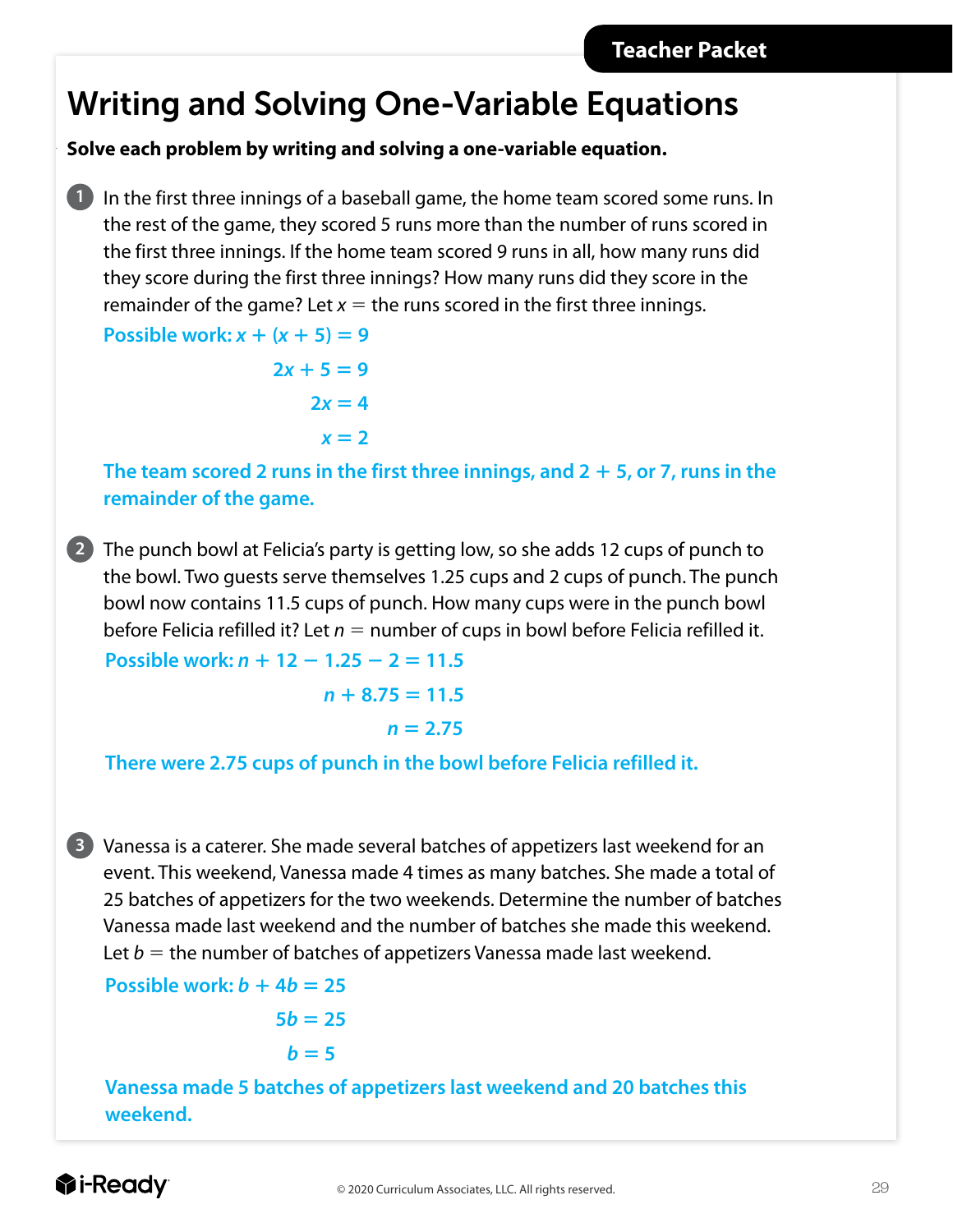# Writing and Solving One-Variable Equations

**Solve each problem by writing and solving a one-variable equation.**

1. In the first three innings of a baseball game, the home team scored some runs. In the rest of the game, they scored 5 runs more than the number of runs scored in the first three innings. If the home team scored 9 runs in all, how many runs did they score during the first three innings? How many runs did they score in the remainder of the game? Let $x$ = the runs scored in the first three innings.

   **Possible work:** $x + (x + 5) = 9$

   $2x + 5 = 9$

   $2x = 4$

   $x = 2$

   **The team scored 2 runs in the first three innings, and 2 + 5, or 7, runs in the remainder of the game.**

2. The punch bowl at Felicia's party is getting low, so she adds 12 cups of punch to the bowl. Two guests serve themselves 1.25 cups and 2 cups of punch. The punch bowl now contains 11.5 cups of punch. How many cups were in the punch bowl before Felicia refilled it? Let $n$ = number of cups in bowl before Felicia refilled it.

   **Possible work:** $n + 12 - 1.25 - 2 = 11.5$

   $n + 8.75 = 11.5$

   $n = 2.75$

   **There were 2.75 cups of punch in the bowl before Felicia refilled it.**

3. Vanessa is a caterer. She made several batches of appetizers last weekend for an event. This weekend, Vanessa made 4 times as many batches. She made a total of 25 batches of appetizers for the two weekends. Determine the number of batches Vanessa made last weekend and the number of batches she made this weekend. Let $b$ = the number of batches of appetizers Vanessa made last weekend.

   **Possible work:** $b + 4b = 25$

   $5b = 25$

   $b = 5$

   **Vanessa made 5 batches of appetizers last weekend and 20 batches this weekend.**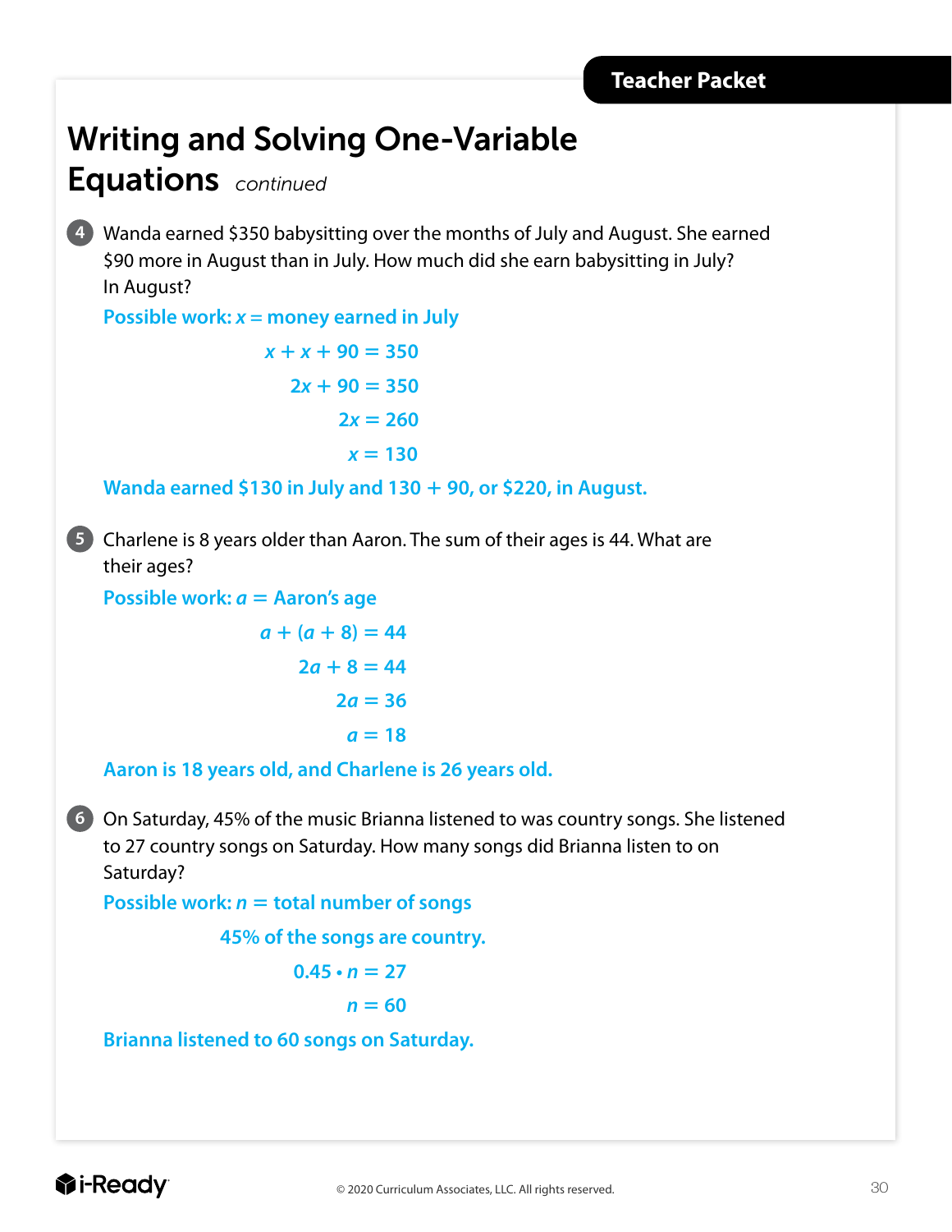Teacher Packet

# Writing and Solving One-Variable Equations *continued*

**4** Wanda earned \$350 babysitting over the months of July and August. She earned \$90 more in August than in July. How much did she earn babysitting in July? In August?

**Possible work: $x$ = money earned in July**

$$x + x + 90 = 350$$
$$2x + 90 = 350$$
$$2x = 260$$
$$x = 130$$

**Wanda earned \$130 in July and 130 + 90, or \$220, in August.**

**5** Charlene is 8 years older than Aaron. The sum of their ages is 44. What are their ages?

**Possible work: $a$ = Aaron's age**

$$a + (a + 8) = 44$$
$$2a + 8 = 44$$
$$2a = 36$$
$$a = 18$$

**Aaron is 18 years old, and Charlene is 26 years old.**

**6** On Saturday, 45% of the music Brianna listened to was country songs. She listened to 27 country songs on Saturday. How many songs did Brianna listen to on Saturday?

**Possible work: $n$ = total number of songs**

**45% of the songs are country.**

$$0.45 \cdot n = 27$$
$$n = 60$$

**Brianna listened to 60 songs on Saturday.**

i-Ready © 2020 Curriculum Associates, LLC. All rights reserved.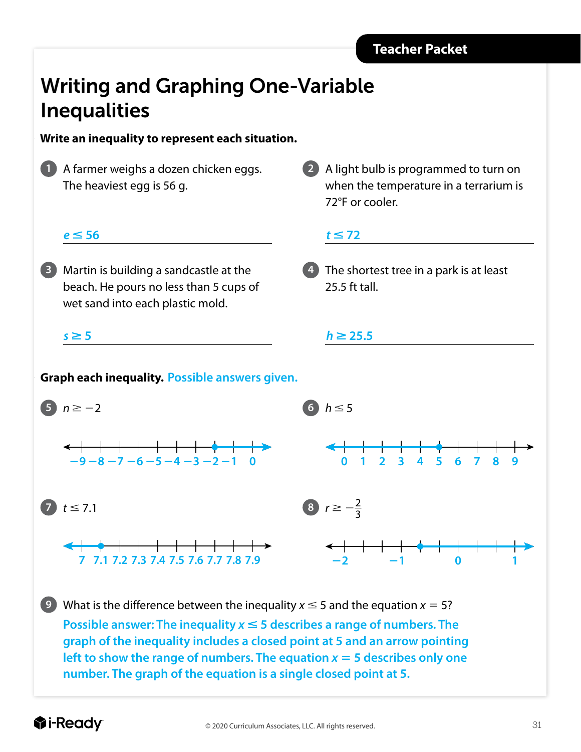Teacher Packet

# Writing and Graphing One-Variable Inequalities

**Write an inequality to represent each situation.**

1. A farmer weighs a dozen chicken eggs. The heaviest egg is 56 g.

   $e \leq 56$

2. A light bulb is programmed to turn on when the temperature in a terrarium is 72°F or cooler.

   $t \leq 72$

3. Martin is building a sandcastle at the beach. He pours no less than 5 cups of wet sand into each plastic mold.

   $s \geq 5$

4. The shortest tree in a park is at least 25.5 ft tall.

   $h \geq 25.5$

**Graph each inequality.** Possible answers given.

5. $n \geq -2$

   −9 −8 −7 −6 −5 −4 −3 −2 −1 0

6. $h \leq 5$

   0 1 2 3 4 5 6 7 8 9

7. $t \leq 7.1$

   7 7.1 7.2 7.3 7.4 7.5 7.6 7.7 7.8 7.9

8. $r \geq -\frac{2}{3}$

   −2 −1 0 1

9. What is the difference between the inequality $x \leq 5$ and the equation $x = 5$?

   Possible answer: The inequality $x \leq 5$ describes a range of numbers. The graph of the inequality includes a closed point at 5 and an arrow pointing left to show the range of numbers. The equation $x = 5$ describes only one number. The graph of the equation is a single closed point at 5.

© 2020 Curriculum Associates, LLC. All rights reserved.